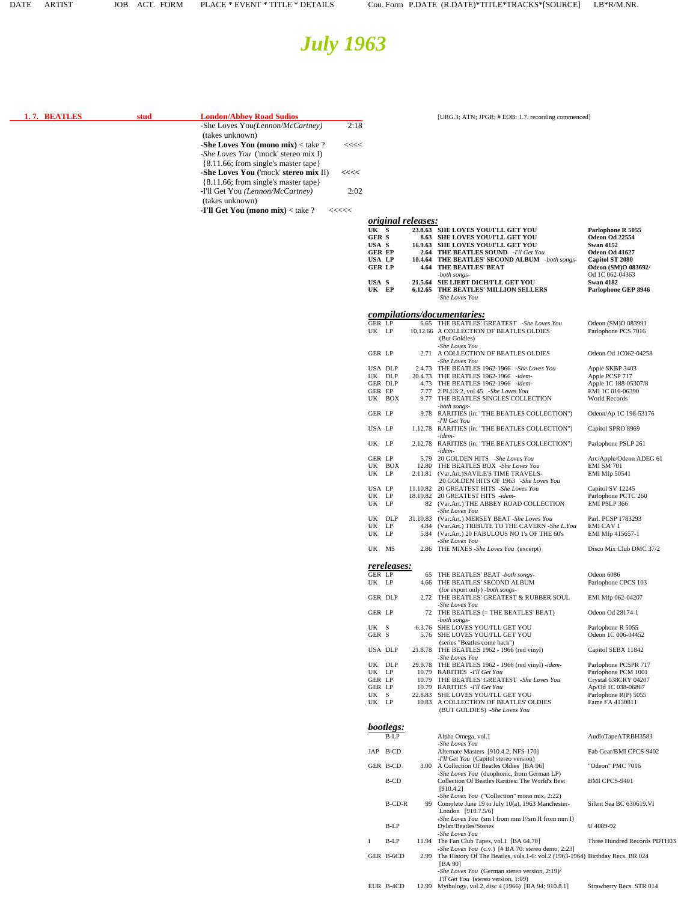DATE ARTIST JOB ACT. FORM PLACE * EVENT * TITLE * DETAILS Cou. Form P.DATE (R.DATE)*TITLE*TRACKS*[SOURCE] LB*R/M.NR.

# July 1963

**1. 7. BEATLES** stud **London/Abbey Road Sudios** [URG.3; ATN; JPGR; # EOB: 1.7. recording commenced]

-She Loves You*(Lennon/McCartney)* 2:18
(takes unknown)
**-She Loves You (mono mix)** < take ? <<<<
-*She Loves You* ('mock' stereo mix I)
{8.11.66; from single's master tape}
**-She Loves You ('mock' stereo mix** II) <<<<
{8.11.66; from single's master tape}
-I'll Get You *(Lennon/McCartney)* 2:02
(takes unknown)
**-I'll Get You (mono mix)** < take ? <<<<<

## original releases:

| Cou. | Form | P.DATE | TITLE | LB*R/M.NR. |
|---|---|---|---|---|
| UK | S | 23.8.63 | SHE LOVES YOU/I'LL GET YOU | Parlophone R 5055 |
| GER | S | 8.63 | SHE LOVES YOU/I'LL GET YOU | Odeon Od 22554 |
| USA | S | 16.9.63 | SHE LOVES YOU/I'LL GET YOU | Swan 4152 |
| GER | EP | 2.64 | THE BEATLES SOUND -*I'll Get You* | Odeon Od 41627 |
| USA | LP | 10.4.64 | THE BEATLES' SECOND ALBUM -*both songs-* | Capitol ST 2080 |
| GER | LP | 4.64 | THE BEATLES' BEAT -*both songs-* | Odeon (SM)O 83692/ Od 1C 062-04363 |
| USA | S | 21.5.64 | SIE LIEBT DICH/I'LL GET YOU | Swan 4182 |
| UK | EP | 6.12.65 | THE BEATLES' MILLION SELLERS -*She Loves You* | Parlophone GEP 8946 |

## compilations/documentaries:

| Cou. | Form | P.DATE | TITLE | LB*R/M.NR. |
|---|---|---|---|---|
| GER | LP | 6.65 | THE BEATLES' GREATEST -*She Loves You* | Odeon (SM)O 83991 |
| UK | LP | 10.12.66 | A COLLECTION OF BEATLES OLDIES (But Goldies) -*She Loves You* | Parlophone PCS 7016 |
| GER | LP | 2.71 | A COLLECTION OF BEATLES OLDIES -*She Loves You* | Odeon Od 1C062-04258 |
| USA | DLP | 2.4.73 | THE BEATLES 1962-1966 -*She Loves You* | Apple SKBP 3403 |
| UK | DLP | 20.4.73 | THE BEATLES 1962-1966 -*idem-* | Apple PCSP 717 |
| GER | DLP | 4.73 | THE BEATLES 1962-1966 -*idem-* | Apple 1C 188-05307/8 |
| GER | EP | 7.77 | 2 PLUS 2, vol.45 -*She Loves You* | EMI 1C 016-06390 |
| UK | BOX | 9.77 | THE BEATLES SINGLES COLLECTION -*both songs-* | World Records |
| GER | LP | 9.78 | RARITIES (in: "THE BEATLES COLLECTION") -*I'll Get You* | Odeon/Ap 1C 198-53176 |
| USA | LP | 1.12.78 | RARITIES (in: "THE BEATLES COLLECTION") -*idem-* | Capitol SPRO 8969 |
| UK | LP | 2.12.78 | RARITIES (in: "THE BEATLES COLLECTION") -*idem-* | Parlophone PSLP 261 |
| GER | LP | 5.79 | 20 GOLDEN HITS -*She Loves You* | Arc/Apple/Odeon ADEG 61 |
| UK | BOX | 12.80 | THE BEATLES BOX -*She Loves You* | EMI SM 701 |
| UK | LP | 2.11.81 | (Var.Art.)SAVILE'S TIME TRAVELS-20 GOLDEN HITS OF 1963 -*She Loves You* | EMI Mfp 50541 |
| USA | LP | 11.10.82 | 20 GREATEST HITS -*She Loves You* | Capitol SV 12245 |
| UK | LP | 18.10.82 | 20 GREATEST HITS -*idem-* | Parlophone PCTC 260 |
| UK | LP | 82 | (Var.Art.) THE ABBEY ROAD COLLECTION -*She Loves You* | EMI PSLP 366 |
| UK | DLP | 31.10.83 | (Var.Art.) MERSEY BEAT -*She Loves You* | Parl. PCSP 1783293 |
| UK | LP | 4.84 | (Var.Art.) TRIBUTE TO THE CAVERN -*She L.You* | EMI CAV 1 |
| UK | LP | 5.84 | (Var.Art.) 20 FABULOUS NO 1's OF THE 60's -*She Loves You* | EMI Mfp 415657-1 |
| UK | MS | 2.86 | THE MIXES -*She Loves You* (excerpt) | Disco Mix Club DMC 37/2 |

## rereleases:

| Cou. | Form | P.DATE | TITLE | LB*R/M.NR. |
|---|---|---|---|---|
| GER | LP | 65 | THE BEATLES' BEAT -*both songs-* | Odeon 6086 |
| UK | LP | 4.66 | THE BEATLES' SECOND ALBUM (for export only) -*both songs-* | Parlophone CPCS 103 |
| GER | DLP | 2.72 | THE BEATLES' GREATEST & RUBBER SOUL -*She Loves You* | EMI Mfp 062-04207 |
| GER | LP | 72 | THE BEATLES (= THE BEATLES' BEAT) -*both songs-* | Odeon Od 28174-1 |
| UK | S | 6.3.76 | SHE LOVES YOU/I'LL GET YOU | Parlophone R 5055 |
| GER | S | 5.76 | SHE LOVES YOU/I'LL GET YOU (series "Beatles come back") | Odeon 1C 006-04452 |
| USA | DLP | 21.8.78 | THE BEATLES 1962 - 1966 (red vinyl) -*She Loves You* | Capitol SEBX 11842 |
| UK | DLP | 29.9.78 | THE BEATLES 1962 - 1966 (red vinyl) -*idem-* | Parlophone PCSPR 717 |
| UK | LP | 10.79 | RARITIES -*I'll Get You* | Parlophone PCM 1001 |
| GER | LP | 10.79 | THE BEATLES' GREATEST -*She Loves You* | Crystal 038CRY 04207 |
| GER | LP | 10.79 | RARITIES -*I'll Get You* | Ap/Od 1C 038-06867 |
| UK | S | 22.8.83 | SHE LOVES YOU/I'LL GET YOU | Parlophone R(P) 5055 |
| UK | LP | 10.83 | A COLLECTION OF BEATLES' OLDIES (BUT GOLDIES) -*She Loves You* | Fame FA 4130811 |

## bootlegs:

| Cou. | Form | P.DATE | TITLE | LB*R/M.NR. |
|---|---|---|---|---|
| | B-LP | | Alpha Omega, vol.1 -*She Loves You* | AudioTapeATRBH3583 |
| JAP | B-CD | | Alternate Masters [910.4.2; NFS-170] -*I'll Get You* (Capitol stereo version) | Fab Gear/BMI CPCS-9402 |
| GER | B-CD | 3.00 | A Collection Of Beatles Oldies [BA 96] -*She Loves You* (duophonic, from German LP) | "Odeon" PMC 7016 |
| | B-CD | | Collection Of Beatles Rarities: The World's Best [910.4.2] -*She Loves You* ("Collection" mono mix, 2:22) | BMI CPCS-9401 |
| | B-CD-R | 99 | Complete June 19 to July 10(a), 1963 Manchester-London [910.7.5/6] -*She Loves You* (sm I from mm I//sm II from mm I) | Silent Sea BC 630619.VI |
| | B-LP | | Dylan/Beatles/Stones -*She Loves You* | U 4089-92 |
| I | B-LP | 11.94 | The Fan Club Tapes, vol.1 [BA 64.70] -*She Loves You* (c.v.) [# BA 70: stereo demo, 2:23] | Three Hundred Records PDTH03 |
| GER | B-6CD | 2.99 | The History Of The Beatles, vols.1-6: vol.2 (1963-1964) [BA 90] -*She Loves You* (German stereo version, 2:19)/ *I'll Get You* (stereo version, 1:09) | Birthday Recs. BR 024 |
| EUR | B-4CD | 12.99 | Mythology, vol.2, disc 4 (1966) [BA 94; 910.8.1] | Strawberry Recs. STR 014 |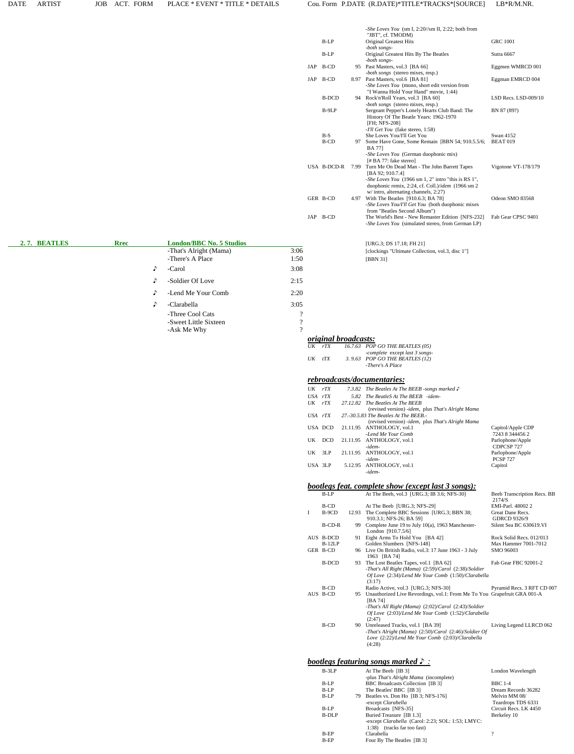| Cou. | Form | P.DATE | (R.DATE)*TITLE*TRACKS*[SOURCE] | LB*R/M.NR. |
|---|---|---|---|---|
| | | | -*She Loves You* (sm I, 2:20//sm II, 2:22; both from "JBT", cf. TMODM) | |
| | B-LP | | Original Greatest Hits<br>-*both songs*- | GRC 1001 |
| | B-LP | | Original Greatest Hits By The Beatles<br>-*both songs*- | Sutra 6667 |
| JAP | B-CD | 95 | Past Masters, vol.3 [BA 66]<br>-*both songs* (stereo mixes, resp.) | Eggmen WMRCD 001 |
| JAP | B-CD | 8.97 | Past Masters, vol.6 [BA 81]<br>-*She Loves You* (mono, short edit version from "I Wanna Hold Your Hand" movie, 1:44) | Eggman EMRCD 004 |
| | B-DCD | 94 | Rock'n'Roll Years, vol.3 [BA 60]<br>-*both songs* (stereo mixes, resp.) | LSD Recs. LSD-009/10 |
| | B-9LP | | Sergeant Pepper's Lonely Hearts Club Band: The History Of The Beatle Years: 1962-1970 [FH; NFS-208]<br>-*I'll Get You* (fake stereo, 1:58) | BN 87 (89?) |
| | B-S | | She Loves You/I'll Get You | Swan 4152 |
| | B-CD | 97 | Some Have Gone, Some Remain [BBN 54; 910.5.5/6; BA 77]<br>-*She Loves You* (German duophonic mix) [# BA 77: fake stereo] | BEAT 019 |
| USA | B-DCD-R | 7.99 | Turn Me On Dead Man - The John Barrett Tapes [BA 92; 910.7.4]<br>-*She Loves You* (1966 sm 1, 2" intro "this is RS 1", duophonic remix, 2:24, cf. Coll.)/*idem* (1966 sm 2 w/ intro, alternating channels, 2:27) | Vigotone VT-178/179 |
| GER | B-CD | 4.97 | With The Beatles [910.6.3; BA 78]<br>-*She Loves You/I'll Get You* (both duophonic mixes from "Beatles Second Album") | Odeon SMO 83568 |
| JAP | B-CD | | The World's Best - New Remaster Edition [NFS-232]<br>-*She Loves You* (simulated stereo, from German LP) | Fab Gear CPSC 9401 |

**2. 7. BEATLES** — **Rrec** — **London/BBC No. 5 Studios**

[URG.3; DS 17.18; FH 21]
[clockings "Ultimate Collection, vol.3, disc 1"]
[BBN 31]

| | Title | Time |
|---|---|---|
| | -That's Alright (Mama) | 3:06 |
| | -There's A Place | 1:50 |
| ♪ | -Carol | 3:08 |
| ♪ | -Soldier Of Love | 2:15 |
| ♪ | -Lend Me Your Comb | 2:20 |
| ♪ | -Clarabella | 3:05 |
| | -Three Cool Cats | ? |
| | -Sweet Little Sixteen | ? |
| | -Ask Me Why | ? |

***original broadcasts:***

| | | | |
|---|---|---|---|
| *UK* | *rTX* | *16.7.63* | *POP GO THE BEATLES (05)*<br>*-complete except last 3 songs-* |
| *UK* | *tTX* | *3. 9.63* | *POP GO THE BEATLES (12)*<br>*-There's A Place* |

***rebroadcasts/documentaries:***

| | | | | |
|---|---|---|---|---|
| *UK* | *rTX* | *7.3.82* | *The Beatles At The BEEB -songs marked ♪* | |
| *USA* | *rTX* | *5.82* | *The BeatleS At The BEEB -idem-* | |
| *UK* | *rTX* | *27.12.82* | *The Beatles At The BEEB*<br>(revised version) *-idem,* plus *That's Alright Mama* | |
| *USA* | *rTX* | *27.-30.5.83* | *The Beatles At The BEEB.-*<br>(revised version) *-idem,* plus *That's Alright Mama* | |
| USA | DCD | 21.11.95 | ANTHOLOGY, vol.1<br>*-Lend Me Your Comb* | Capitol/Apple CDP 7243 8 344456 2 |
| UK | DCD | 21.11.95 | ANTHOLOGY, vol.1<br>*-idem-* | Parlophone/Apple CDPCSP 727 |
| UK | 3LP | 21.11.95 | ANTHOLOGY, vol.1<br>*-idem-* | Parlophone/Apple PCSP 727 |
| USA | 3LP | 5.12.95 | ANTHOLOGY, vol.1<br>*-idem-* | Capitol |

***bootlegs feat. complete show (except last 3 songs):***

| | | | | |
|---|---|---|---|---|
| | B-LP | | At The Beeb, vol.3 [URG.3; IB 3.6; NFS-30] | Beeb Transcription Recs. BB 2174/S |
| | B-CD | | At The Beeb [URG.3; NFS-29] | EMI-Parl. 48002 2 |
| I | B-9CD | 12.93 | The Complete BBC Sessions [URG.3; BBN 38; 910.3.1; NFS-26; BA 59] | Great Dane Recs. GDRCD 9326/9 |
| | B-CD-R | 99 | Complete June 19 to July 10(a), 1963 Manchester-London [910.7.5/6] | Silent Sea BC 630619.VI |
| AUS | B-DCD | 91 | Eight Arms To Hold You [BA 42] | Rock Solid Recs. 012/013 |
| | B-12LP | | Golden Slumbers [NFS-148] | Max Hammer 7001-7012 |
| GER | B-CD | 96 | Live On British Radio, vol.3: 17 June 1963 - 3 July 1963 [BA 74] | SMO 96003 |
| | B-DCD | 93 | The Lost Beatles Tapes, vol.1 [BA 62]<br>*-That's All Right (Mama)* (2:59)/*Carol* (2:38)/*Soldier Of Love* (2:34)/*Lend Me Your Comb* (1:50)/*Clarabella* (3:17) | Fab Gear FBC 92001-2 |
| | B-CD | | Radio Active, vol.3 [URG.3; NFS-30] | Pyramid Recs. 3 RFT CD 007 |
| AUS | B-CD | 95 | Unauthorized Live Revordings, vol.1: From Me To You [BA 74]<br>*-That's All Right (Mama)* (2:02)/*Carol* (2:43)/*Soldier Of Love* (2:03)/*Lend Me Your Comb* (1:52)/*Clarabella* (2:47) | Grapefruit GRA 001-A |
| | B-CD | 90 | Unreleased Tracks, vol.1 [BA 39]<br>*-That's Alright (Mama)* (2:50)/*Carol* (2:46)/*Soldier Of Love* (2:22)/*Lend Me Your Comb* (2:03)/*Clarabella* (4:28) | Living Legend LLRCD 062 |

***bootlegs featuring songs marked ♪ :***

| | | | | |
|---|---|---|---|---|
| | B-3LP | | At The Beeb [IB 3]<br>-plus *That's Alright Mama* (incomplete) | London Wavelength |
| | B-LP | | BBC Broadcasts Collection [IB 3] | BBC 1-4 |
| | B-LP | | The Beatles' BBC [IB 3] | Dream Records 36282 |
| | B-LP | 79 | Beatles vs. Don Ho [IB 3; NFS-176]<br>-except *Clarabella* | Melvin MM 08/ Teardrops TDS 6331 |
| | B-LP | | Broadcasts [NFS-35] | Circuit Recs. LK 4450 |
| | B-DLP | | Buried Treasure [IB 1.3]<br>-except *Clarabella* (Carol: 2:23; SOL: 1:53; LMYC: 1:38) (tracks far too fast) | Berkeley 10 |
| | B-EP | | Clarabella | ? |
| | B-EP | | Four By The Beatles [IB 3] | |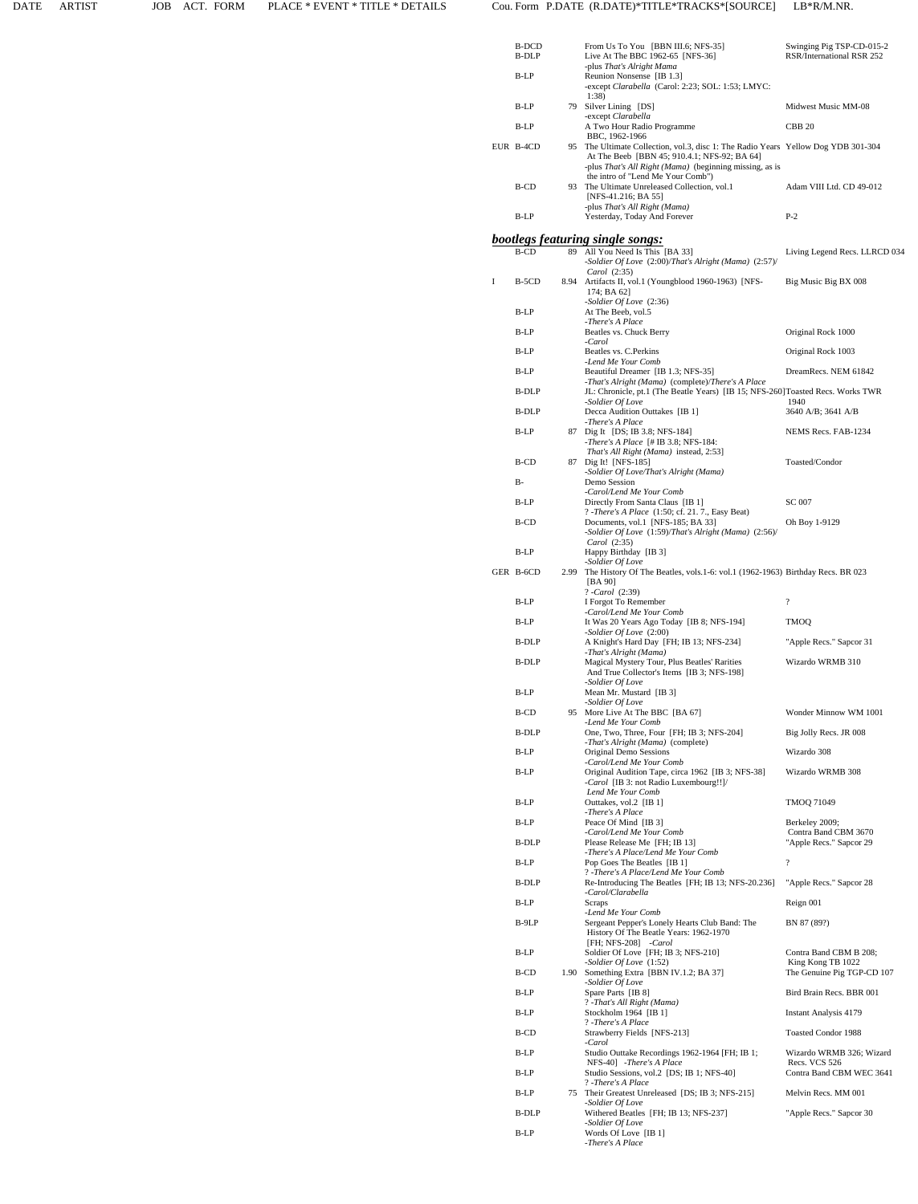| DATE | ARTIST | JOB | ACT. | FORM | PLACE * EVENT * TITLE * DETAILS | Cou. | Form | P.DATE (R.DATE) | TITLE*TRACKS*[SOURCE] | LB*R/M.NR. |
|---|---|---|---|---|---|---|---|---|---|---|
| | | | | | | | B-DCD | | From Us To You [BBN III.6; NFS-35] | Swinging Pig TSP-CD-015-2 |
| | | | | | | | B-DLP | | Live At The BBC 1962-65 [NFS-36] -plus *That's Alright Mama* | RSR/International RSR 252 |
| | | | | | | | B-LP | | Reunion Nonsense [IB 1.3] -except *Clarabella* (Carol: 2:23; SOL: 1:53; LMYC: 1:38) | |
| | | | | | | | B-LP | 79 | Silver Lining [DS] -except *Clarabella* | Midwest Music MM-08 |
| | | | | | | | B-LP | | A Two Hour Radio Programme BBC, 1962-1966 | CBB 20 |
| | | | | | | EUR | B-4CD | 95 | The Ultimate Collection, vol.3, disc 1: The Radio Years At The Beeb [BBN 45; 910.4.1; NFS-92; BA 64] -plus *That's All Right (Mama)* (beginning missing, as is the intro of "Lend Me Your Comb") | Yellow Dog YDB 301-304 |
| | | | | | | | B-CD | 93 | The Ultimate Unreleased Collection, vol.1 [NFS-41.216; BA 55] -plus *That's All Right (Mama)* | Adam VIII Ltd. CD 49-012 |
| | | | | | | | B-LP | | Yesterday, Today And Forever | P-2 |

## ***bootlegs featuring single songs:***

| Cou. | Form | P.DATE | TITLE*TRACKS*[SOURCE] | LB*R/M.NR. |
|---|---|---|---|---|
| | B-CD | 89 | All You Need Is This [BA 33] -*Soldier Of Love* (2:00)/*That's Alright (Mama)* (2:57)/ *Carol* (2:35) | Living Legend Recs. LLRCD 034 |
| I | B-5CD | 8.94 | Artifacts II, vol.1 (Youngblood 1960-1963) [NFS-174; BA 62] -*Soldier Of Love* (2:36) | Big Music Big BX 008 |
| | B-LP | | At The Beeb, vol.5 -*There's A Place* | |
| | B-LP | | Beatles vs. Chuck Berry -*Carol* | Original Rock 1000 |
| | B-LP | | Beatles vs. C.Perkins -*Lend Me Your Comb* | Original Rock 1003 |
| | B-LP | | Beautiful Dreamer [IB 1.3; NFS-35] -*That's Alright (Mama)* (complete)/*There's A Place* | DreamRecs. NEM 61842 |
| | B-DLP | | JL: Chronicle, pt.1 (The Beatle Years) [IB 15; NFS-260] -*Soldier Of Love* | Toasted Recs. Works TWR 1940 |
| | B-DLP | | Decca Audition Outtakes [IB 1] -*There's A Place* | 3640 A/B; 3641 A/B |
| | B-LP | 87 | Dig It [DS; IB 3.8; NFS-184] -*There's A Place* [# IB 3.8; NFS-184: *That's All Right (Mama)* instead, 2:53] | NEMS Recs. FAB-1234 |
| | B-CD | 87 | Dig It! [NFS-185] -*Soldier Of Love/That's Alright (Mama)* | Toasted/Condor |
| | B- | | Demo Session -*Carol/Lend Me Your Comb* | |
| | B-LP | | Directly From Santa Claus [IB 1] ? -*There's A Place* (1:50; cf. 21. 7., Easy Beat) | SC 007 |
| | B-CD | | Documents, vol.1 [NFS-185; BA 33] -*Soldier Of Love* (1:59)/*That's Alright (Mama)* (2:56)/ *Carol* (2:35) | Oh Boy 1-9129 |
| | B-LP | | Happy Birthday [IB 3] -*Soldier Of Love* | |
| GER | B-6CD | 2.99 | The History Of The Beatles, vols.1-6: vol.1 (1962-1963) [BA 90] ? -*Carol* (2:39) | Birthday Recs. BR 023 |
| | B-LP | | I Forgot To Remember -*Carol/Lend Me Your Comb* | ? |
| | B-LP | | It Was 20 Years Ago Today [IB 8; NFS-194] -*Soldier Of Love* (2:00) | TMOQ |
| | B-DLP | | A Knight's Hard Day [FH; IB 13; NFS-234] -*That's Alright (Mama)* | "Apple Recs." Sapcor 31 |
| | B-DLP | | Magical Mystery Tour, Plus Beatles' Rarities And True Collector's Items [IB 3; NFS-198] -*Soldier Of Love* | Wizardo WRMB 310 |
| | B-LP | | Mean Mr. Mustard [IB 3] -*Soldier Of Love* | |
| | B-CD | 95 | More Live At The BBC [BA 67] -*Lend Me Your Comb* | Wonder Minnow WM 1001 |
| | B-DLP | | One, Two, Three, Four [FH; IB 3; NFS-204] -*That's Alright (Mama)* (complete) | Big Jolly Recs. JR 008 |
| | B-LP | | Original Demo Sessions -*Carol/Lend Me Your Comb* | Wizardo 308 |
| | B-LP | | Original Audition Tape, circa 1962 [IB 3; NFS-38] -*Carol* [IB 3: not Radio Luxembourg!!]/ *Lend Me Your Comb* | Wizardo WRMB 308 |
| | B-LP | | Outtakes, vol.2 [IB 1] -*There's A Place* | TMOQ 71049 |
| | B-LP | | Peace Of Mind [IB 3] -*Carol/Lend Me Your Comb* | Berkeley 2009; Contra Band CBM 3670 |
| | B-DLP | | Please Release Me [FH; IB 13] -*There's A Place/Lend Me Your Comb* | "Apple Recs." Sapcor 29 |
| | B-LP | | Pop Goes The Beatles [IB 1] ? -*There's A Place/Lend Me Your Comb* | ? |
| | B-DLP | | Re-Introducing The Beatles [FH; IB 13; NFS-20.236] -*Carol/Clarabella* | "Apple Recs." Sapcor 28 |
| | B-LP | | Scraps -*Lend Me Your Comb* | Reign 001 |
| | B-9LP | | Sergeant Pepper's Lonely Hearts Club Band: The History Of The Beatle Years: 1962-1970 [FH; NFS-208] -*Carol* | BN 87 (89?) |
| | B-LP | | Soldier Of Love [FH; IB 3; NFS-210] -*Soldier Of Love* (1:52) | Contra Band CBM B 208; King Kong TB 1022 |
| | B-CD | 1.90 | Something Extra [BBN IV.1.2; BA 37] -*Soldier Of Love* | The Genuine Pig TGP-CD 107 |
| | B-LP | | Spare Parts [IB 8] ? -*That's All Right (Mama)* | Bird Brain Recs. BBR 001 |
| | B-LP | | Stockholm 1964 [IB 1] ? -*There's A Place* | Instant Analysis 4179 |
| | B-CD | | Strawberry Fields [NFS-213] -*Carol* | Toasted Condor 1988 |
| | B-LP | | Studio Outtake Recordings 1962-1964 [FH; IB 1; NFS-40] -*There's A Place* | Wizardo WRMB 326; Wizard Recs. VCS 526 |
| | B-LP | | Studio Sessions, vol.2 [DS; IB 1; NFS-40] ? -*There's A Place* | Contra Band CBM WEC 3641 |
| | B-LP | 75 | Their Greatest Unreleased [DS; IB 3; NFS-215] -*Soldier Of Love* | Melvin Recs. MM 001 |
| | B-DLP | | Withered Beatles [FH; IB 13; NFS-237] -*Soldier Of Love* | "Apple Recs." Sapcor 30 |
| | B-LP | | Words Of Love [IB 1] -*There's A Place* | |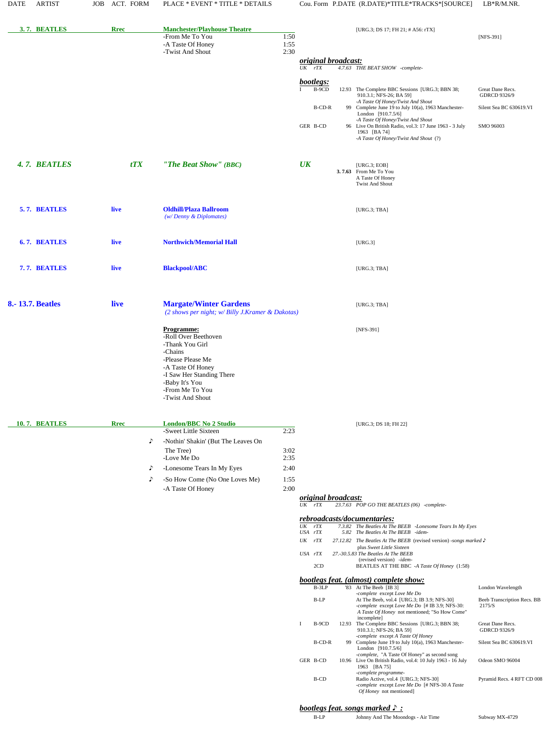| DATE | ARTIST | JOB | ACT. FORM | PLACE * EVENT * TITLE * DETAILS | Cou. Form | P.DATE (R.DATE)*TITLE*TRACKS*[SOURCE] | LB*R/M.NR. |
|---|---|---|---|---|---|---|---|

**3. 7. BEATLES** — **Rrec** — **Manchester/Playhouse Theatre** — [URG.3; DS 17; FH 21; # A56: rTX] — [NFS-391]

- -From Me To You 1:50
- -A Taste Of Honey 1:55
- -Twist And Shout 2:30

***original broadcast:***

| | | | |
|---|---|---|---|
| UK rTX | 4.7.63 | *THE BEAT SHOW -complete-* | |

***bootlegs:***

| Cou. | Form | Date | Title | Label |
|---|---|---|---|---|
| I | B-9CD | 12.93 | The Complete BBC Sessions [URG.3; BBN 38; 910.3.1; NFS-26; BA 59] *-A Taste Of Honey/Twist And Shout* | Great Dane Recs. GDRCD 9326/9 |
| | B-CD-R | 99 | Complete June 19 to July 10(a), 1963 Manchester-London [910.7.5/6] *-A Taste Of Honey/Twist And Shout* | Silent Sea BC 630619.VI |
| GER | B-CD | 96 | Live On British Radio, vol.3: 17 June 1963 - 3 July 1963 [BA 74] *-A Taste Of Honey/Twist And Shout* (?) | SMO 96003 |

***4. 7. BEATLES*** — ***tTX*** — ***"The Beat Show" (BBC)*** — ***UK*** — [URG.3; EOB]

**3. 7.63** From Me To You / A Taste Of Honey / Twist And Shout

**5. 7. BEATLES** — **live** — **Oldhill/Plaza Ballroom** *(w/ Denny & Diplomates)* — [URG.3; TBA]

**6. 7. BEATLES** — **live** — **Northwich/Memorial Hall** — [URG.3]

**7. 7. BEATLES** — **live** — **Blackpool/ABC** — [URG.3; TBA]

**8.- 13.7. Beatles** — **live** — **Margate/Winter Gardens** *(2 shows per night; w/ Billy J.Kramer & Dakotas)* — [URG.3; TBA]

**Programme:** [NFS-391]

- -Roll Over Beethoven
- -Thank You Girl
- -Chains
- -Please Please Me
- -A Taste Of Honey
- -I Saw Her Standing There
- -Baby It's You
- -From Me To You
- -Twist And Shout

**10. 7. BEATLES** — **Rrec** — **London/BBC No 2 Studio** — [URG.3; DS 18; FH 22]

- -Sweet Little Sixteen 2:23
- ♪ -Nothin' Shakin' (But The Leaves On The Tree) 3:02
- -Love Me Do 2:35
- ♪ -Lonesome Tears In My Eyes 2:40
- ♪ -So How Come (No One Loves Me) 1:55
- -A Taste Of Honey 2:00

***original broadcast:***

| | | | |
|---|---|---|---|
| UK rTX | 23.7.63 | *POP GO THE BEATLES (06) -complete-* | |

***rebroadcasts/documentaries:***

| Cou. | Form | Date | Title |
|---|---|---|---|
| UK | rTX | 7.3.82 | *The Beatles At The BEEB -Lonesome Tears In My Eyes* |
| USA | rTX | 5.82 | *The Beatles At The BEEB -idem-* |
| UK | rTX | 27.12.82 | *The Beatles At The BEEB* (revised version) *-songs marked ♪ plus Sweet Little Sixteen* |
| USA | rTX | 27.-30.5.83 | *The Beatles At The BEEB* (revised version) *-idem-* |
| | 2CD | | BEATLES AT THE BBC *-A Taste Of Honey* (1:58) |

***bootlegs feat. (almost) complete show:***

| Cou. | Form | Date | Title | Label |
|---|---|---|---|---|
| | B-3LP | '83 | At The Beeb [IB 3] *-complete except Love Me Do* | London Wavelength |
| | B-LP | | At The Beeb, vol.4 [URG.3; IB 3.9; NFS-30] *-complete except Love Me Do* [# IB 3.9; NFS-30: *A Taste Of Honey* not mentioned; "So How Come" incomplete] | Beeb Transcription Recs. BB 2175/S |
| I | B-9CD | 12.93 | The Complete BBC Sessions [URG.3; BBN 38; 910.3.1; NFS-26; BA 59] *-complete except A Taste Of Honey* | Great Dane Recs. GDRCD 9326/9 |
| | B-CD-R | 99 | Complete June 19 to July 10(a), 1963 Manchester-London [910.7.5/6] *-complete,* "A Taste Of Honey" as second song | Silent Sea BC 630619.VI |
| GER | B-CD | 10.96 | Live On British Radio, vol.4: 10 July 1963 - 16 July 1963 [BA 75] *-complete programme-* | Odeon SMO 96004 |
| | B-CD | | Radio Active, vol.4 [URG.3; NFS-30] *-complete except Love Me Do* [# NFS-30 *A Taste Of Honey* not mentioned] | Pyramid Recs. 4 RFT CD 008 |

***bootlegs feat. songs marked ♪ :***

| Cou. | Form | Date | Title | Label |
|---|---|---|---|---|
| | B-LP | | Johnny And The Moondogs - Air Time | Subway MX-4729 |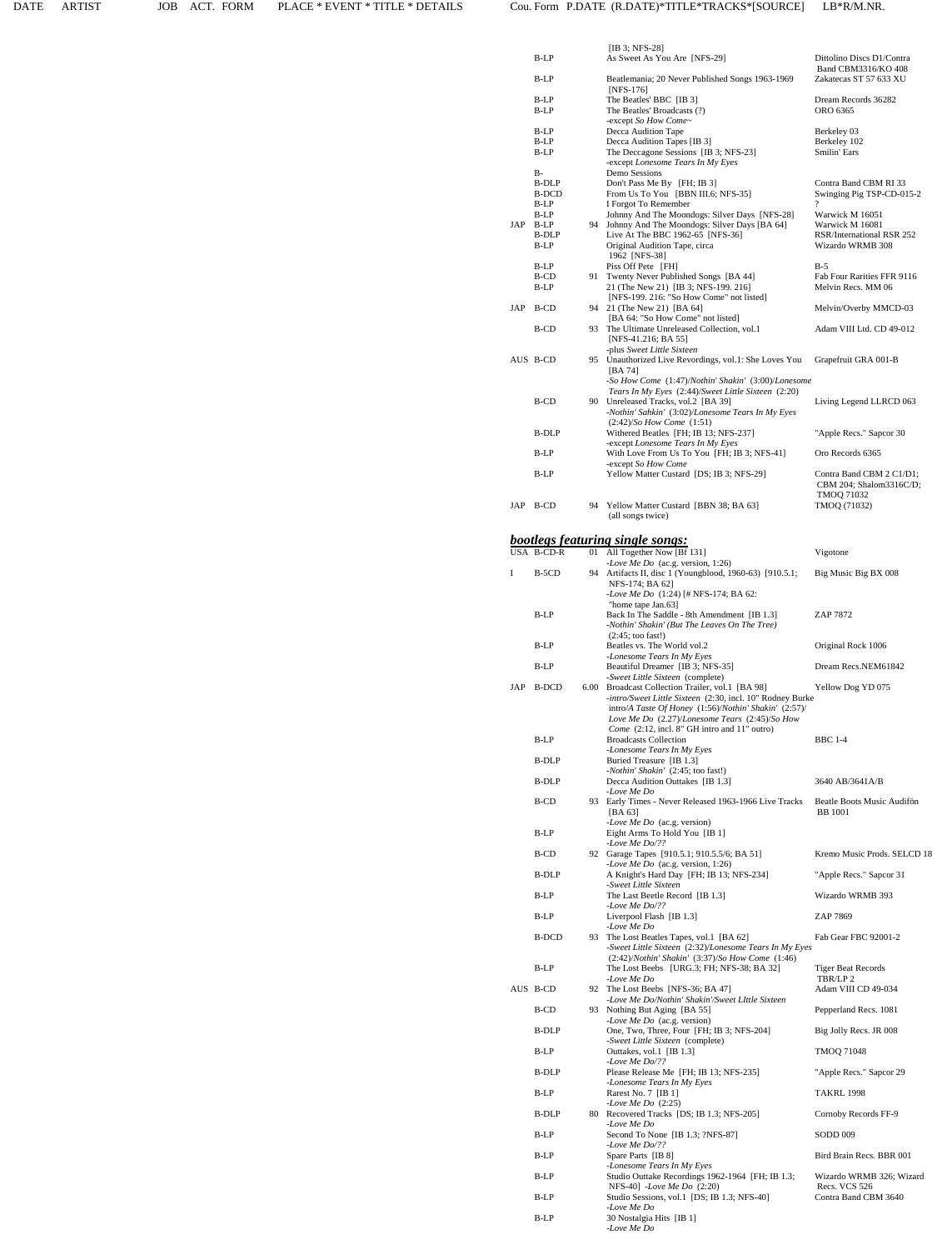| DATE | ARTIST | JOB | ACT. | FORM | PLACE * EVENT * TITLE * DETAILS | Cou. | Form | P.DATE | (R.DATE)*TITLE*TRACKS*[SOURCE] | LB*R/M.NR. |
|---|---|---|---|---|---|---|---|---|---|---|
| | | | | | | | | | [IB 3; NFS-28] | |
| | | | | | | | B-LP | | As Sweet As You Are [NFS-29] | Dittolino Discs D1/Contra Band CBM3316/KO 408 |
| | | | | | | | B-LP | | Beatlemania; 20 Never Published Songs 1963-1969 [NFS-176] | Zakatecas ST 57 633 XU |
| | | | | | | | B-LP | | The Beatles' BBC [IB 3] | Dream Records 36282 |
| | | | | | | | B-LP | | The Beatles' Broadcasts (?) -except *So How Come*~ | ORO 6365 |
| | | | | | | | B-LP | | Decca Audition Tape | Berkeley 03 |
| | | | | | | | B-LP | | Decca Audition Tapes [IB 3] | Berkeley 102 |
| | | | | | | | B-LP | | The Deccagone Sessions [IB 3; NFS-23] -except *Lonesome Tears In My Eyes* | Smilin' Ears |
| | | | | | | | B- | | Demo Sessions | |
| | | | | | | | B-DLP | | Don't Pass Me By [FH; IB 3] | Contra Band CBM RI 33 |
| | | | | | | | B-DCD | | From Us To You [BBN III.6; NFS-35] | Swinging Pig TSP-CD-015-2 |
| | | | | | | | B-LP | | I Forgot To Remember | ? |
| | | | | | | | B-LP | | Johnny And The Moondogs: Silver Days [NFS-28] | Warwick M 16051 |
| | | | | | | JAP | B-LP | 94 | Johnny And The Moondogs: Silver Days [BA 64] | Warwick M 16081 |
| | | | | | | | B-DLP | | Live At The BBC 1962-65 [NFS-36] | RSR/International RSR 252 |
| | | | | | | | B-LP | | Original Audition Tape, circa 1962 [NFS-38] | Wizardo WRMB 308 |
| | | | | | | | B-LP | | Piss Off Pete [FH] | B-5 |
| | | | | | | | B-CD | 91 | Twenty Never Published Songs [BA 44] | Fab Four Rarities FFR 9116 |
| | | | | | | | B-LP | | 21 (The New 21) [IB 3; NFS-199. 216] [NFS-199. 216: "So How Come" not listed] | Melvin Recs. MM 06 |
| | | | | | | JAP | B-CD | 94 | 21 (The New 21) [BA 64] [BA 64: "So How Come" not listed] | Melvin/Overby MMCD-03 |
| | | | | | | | B-CD | 93 | The Ultimate Unreleased Collection, vol.1 [NFS-41.216; BA 55] -plus *Sweet Little Sixteen* | Adam VIII Ltd. CD 49-012 |
| | | | | | | AUS | B-CD | 95 | Unauthorized Live Revordings, vol.1: She Loves You [BA 74] -*So How Come* (1:47)/*Nothin' Shakin'* (3:00)/*Lonesome Tears In My Eyes* (2:44)/*Sweet Little Sixteen* (2:20) | Grapefruit GRA 001-B |
| | | | | | | | B-CD | 90 | Unreleased Tracks, vol.2 [BA 39] -*Nothin' Sahkin'* (3:02)/*Lonesome Tears In My Eyes* (2:42)/*So How Come* (1:51) | Living Legend LLRCD 063 |
| | | | | | | | B-DLP | | Withered Beatles [FH; IB 13; NFS-237] -except *Lonesome Tears In My Eyes* | "Apple Recs." Sapcor 30 |
| | | | | | | | B-LP | | With Love From Us To You [FH; IB 3; NFS-41] -except *So How Come* | Oro Records 6365 |
| | | | | | | | B-LP | | Yellow Matter Custard [DS; IB 3; NFS-29] | Contra Band CBM 2 C1/D1; CBM 204; Shalom3316C/D; TMOQ 71032 |
| | | | | | | JAP | B-CD | 94 | Yellow Matter Custard [BBN 38; BA 63] (all songs twice) | TMOQ (71032) |

***bootlegs featuring single songs:***

| Cou. | Form | P.DATE | (R.DATE)*TITLE*TRACKS*[SOURCE] | LB*R/M.NR. |
|---|---|---|---|---|
| USA | B-CD-R | 01 | All Together Now [Bf 131] -*Love Me Do* (ac.g. version, 1:26) | Vigotone |
| I | B-5CD | 94 | Artifacts II, disc 1 (Youngblood, 1960-63) [910.5.1; NFS-174; BA 62] -*Love Me Do* (1:24) [# NFS-174; BA 62: "home tape Jan.63] | Big Music Big BX 008 |
| | B-LP | | Back In The Saddle - 8th Amendment [IB 1.3] -*Nothin' Shakin' (But The Leaves On The Tree)* (2:45; too fast!) | ZAP 7872 |
| | B-LP | | Beatles vs. The World vol.2 -*Lonesome Tears In My Eyes* | Original Rock 1006 |
| | B-LP | | Beautiful Dreamer [IB 3; NFS-35] -*Sweet Little Sixteen* (complete) | Dream Recs.NEM61842 |
| JAP | B-DCD | 6.00 | Broadcast Collection Trailer, vol.1 [BA 98] -*intro/Sweet Little Sixteen* (2:30, incl. 10" Rodney Burke intro/*A Taste Of Honey* (1:56)/*Nothin' Shakin'* (2:57)/ *Love Me Do* (2.27)/*Lonesome Tears* (2:45)/*So How Come* (2:12, incl. 8" GH intro and 11" outro) | Yellow Dog YD 075 |
| | B-LP | | Broadcasts Collection -*Lonesome Tears In My Eyes* | BBC 1-4 |
| | B-DLP | | Buried Treasure [IB 1.3] -*Nothin' Shakin'* (2:45; too fast!) | |
| | B-DLP | | Decca Audition Outtakes [IB 1.3] -*Love Me Do* | 3640 AB/3641A/B |
| | B-CD | 93 | Early Times - Never Released 1963-1966 Live Tracks [BA 63] -*Love Me Do* (ac.g. version) | Beatle Boots Music Audifön BB 1001 |
| | B-LP | | Eight Arms To Hold You [IB 1] -*Love Me Do/??* | |
| | B-CD | 92 | Garage Tapes [910.5.1; 910.5.5/6; BA 51] -*Love Me Do* (ac.g. version, 1:26) | Kremo Music Prods. SELCD 18 |
| | B-DLP | | A Knight's Hard Day [FH; IB 13; NFS-234] -*Sweet Little Sixteen* | "Apple Recs." Sapcor 31 |
| | B-LP | | The Last Beetle Record [IB 1.3] -*Love Me Do/??* | Wizardo WRMB 393 |
| | B-LP | | Liverpool Flash [IB 1.3] -*Love Me Do* | ZAP 7869 |
| | B-DCD | 93 | The Lost Beatles Tapes, vol.1 [BA 62] -*Sweet Little Sixteen* (2:32)/*Lonesome Tears In My Eyes* (2:42)/*Nothin' Shakin'* (3:37)/*So How Come* (1:46) | Fab Gear FBC 92001-2 |
| | B-LP | | The Lost Beebs [URG.3; FH; NFS-38; BA 32] -*Love Me Do* | Tiger Beat Records TBR/LP 2 |
| AUS | B-CD | 92 | The Lost Beebs [NFS-36; BA 47] -*Love Me Do/Nothin' Shakin'/Sweet LIttle Sixteen* | Adam VIII CD 49-034 |
| | B-CD | 93 | Nothing But Aging [BA 55] -*Love Me Do* (ac.g. version) | Pepperland Recs. 1081 |
| | B-DLP | | One, Two, Three, Four [FH; IB 3; NFS-204] -*Sweet Little Sixteen* (complete) | Big Jolly Recs. JR 008 |
| | B-LP | | Outtakes, vol.1 [IB 1.3] -*Love Me Do/??* | TMOQ 71048 |
| | B-DLP | | Please Release Me [FH; IB 13; NFS-235] -*Lonesome Tears In My Eyes* | "Apple Recs." Sapcor 29 |
| | B-LP | | Rarest No. 7 [IB 1] -*Love Me Do* (2:25) | TAKRL 1998 |
| | B-DLP | 80 | Recovered Tracks [DS; IB 1.3; NFS-205] -*Love Me Do* | Cornoby Records FF-9 |
| | B-LP | | Second To None [IB 1.3; ?NFS-87] -*Love Me Do/??* | SODD 009 |
| | B-LP | | Spare Parts [IB 8] -*Lonesome Tears In My Eyes* | Bird Brain Recs. BBR 001 |
| | B-LP | | Studio Outtake Recordings 1962-1964 [FH; IB 1.3; NFS-40] -*Love Me Do* (2:20) | Wizardo WRMB 326; Wizard Recs. VCS 526 |
| | B-LP | | Studio Sessions, vol.1 [DS; IB 1.3; NFS-40] -*Love Me Do* | Contra Band CBM 3640 |
| | B-LP | | 30 Nostalgia Hits [IB 1] -*Love Me Do* | |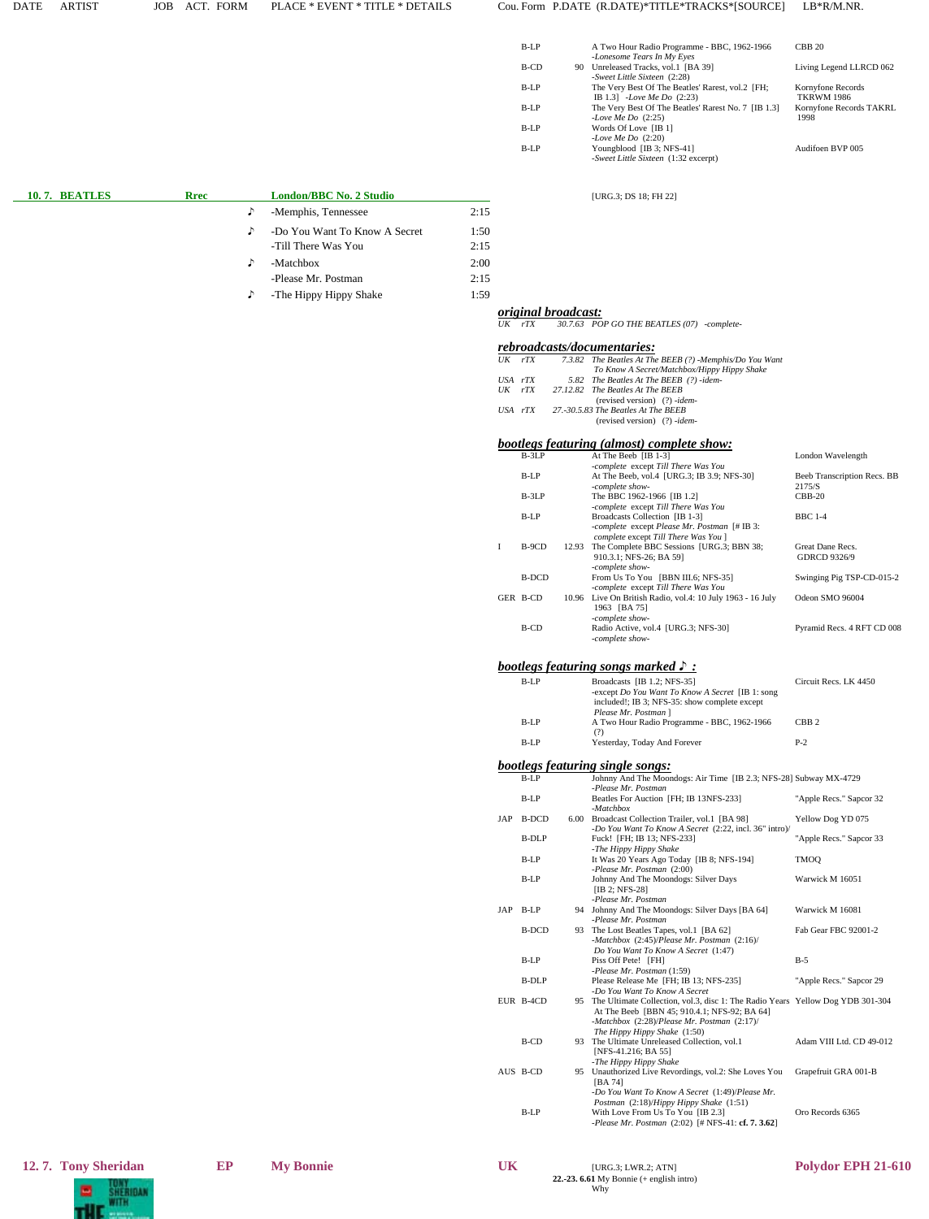| DATE | ARTIST | JOB | ACT. | FORM | PLACE * EVENT * TITLE * DETAILS | Cou. | Form | P.DATE | (R.DATE)*TITLE*TRACKS*[SOURCE] | LB*R/M.NR. |
|---|---|---|---|---|---|---|---|---|---|---|
| | | | | | | | B-LP | | A Two Hour Radio Programme - BBC, 1962-1966 -*Lonesome Tears In My Eyes* | CBB 20 |
| | | | | | | | B-CD | 90 | Unreleased Tracks, vol.1 [BA 39] -*Sweet Little Sixteen* (2:28) | Living Legend LLRCD 062 |
| | | | | | | | B-LP | | The Very Best Of The Beatles' Rarest, vol.2 [FH; IB 1.3] -*Love Me Do* (2:23) | Kornyfone Records TKRWM 1986 |
| | | | | | | | B-LP | | The Very Best Of The Beatles' Rarest No. 7 [IB 1.3] -*Love Me Do* (2:25) | Kornyfone Records TAKRL 1998 |
| | | | | | | | B-LP | | Words Of Love [IB 1] -*Love Me Do* (2:20) | |
| | | | | | | | B-LP | | Youngblood [IB 3; NFS-41] -*Sweet Little Sixteen* (1:32 excerpt) | Audifoen BVP 005 |

**10. 7. BEATLES** — **Rrec** — **London/BBC No. 2 Studio** — [URG.3; DS 18; FH 22]

- ♪ -Memphis, Tennessee 2:15
- ♪ -Do You Want To Know A Secret 1:50
- -Till There Was You 2:15
- ♪ -Matchbox 2:00
- -Please Mr. Postman 2:15
- ♪ -The Hippy Hippy Shake 1:59

***original broadcast:***

*UK rTX 30.7.63 POP GO THE BEATLES (07) -complete-*

***rebroadcasts/documentaries:***

*UK rTX 7.3.82 The Beatles At The BEEB (?) -Memphis/Do You Want To Know A Secret/Matchbox/Hippy Hippy Shake*
*USA rTX 5.82 The Beatles At The BEEB (?) -idem-*
*UK rTX 27.12.82 The Beatles At The BEEB (revised version) (?) -idem-*
*USA rTX 27.-30.5.83 The Beatles At The BEEB (revised version) (?) -idem-*

***bootlegs featuring (almost) complete show:***

| Cou. | Form | P.DATE | Title | LB*R/M.NR. |
|---|---|---|---|---|
| | B-3LP | | At The Beeb [IB 1-3] -*complete* except *Till There Was You* | London Wavelength |
| | B-LP | | At The Beeb, vol.4 [URG.3; IB 3.9; NFS-30] -*complete show*- | Beeb Transcription Recs. BB 2175/S |
| | B-3LP | | The BBC 1962-1966 [IB 1.2] -*complete* except *Till There Was You* | CBB-20 |
| | B-LP | | Broadcasts Collection [IB 1-3] -*complete* except *Please Mr. Postman* [# IB 3: *complete* except *Till There Was You* ] | BBC 1-4 |
| I | B-9CD | 12.93 | The Complete BBC Sessions [URG.3; BBN 38; 910.3.1; NFS-26; BA 59] -*complete show*- | Great Dane Recs. GDRCD 9326/9 |
| | B-DCD | | From Us To You [BBN III.6; NFS-35] -*complete* except *Till There Was You* | Swinging Pig TSP-CD-015-2 |
| GER | B-CD | 10.96 | Live On British Radio, vol.4: 10 July 1963 - 16 July 1963 [BA 75] -*complete show*- | Odeon SMO 96004 |
| | B-CD | | Radio Active, vol.4 [URG.3; NFS-30] -*complete show*- | Pyramid Recs. 4 RFT CD 008 |

***bootlegs featuring songs marked ♪ :***

| Cou. | Form | P.DATE | Title | LB*R/M.NR. |
|---|---|---|---|---|
| | B-LP | | Broadcasts [IB 1.2; NFS-35] -except *Do You Want To Know A Secret* [IB 1: song included!; IB 3; NFS-35: show complete except *Please Mr. Postman* ] | Circuit Recs. LK 4450 |
| | B-LP | | A Two Hour Radio Programme - BBC, 1962-1966 (?) | CBB 2 |
| | B-LP | | Yesterday, Today And Forever | P-2 |

***bootlegs featuring single songs:***

| Cou. | Form | P.DATE | Title | LB*R/M.NR. |
|---|---|---|---|---|
| | B-LP | | Johnny And The Moondogs: Air Time [IB 2.3; NFS-28] -*Please Mr. Postman* | Subway MX-4729 |
| | B-LP | | Beatles For Auction [FH; IB 13NFS-233] -*Matchbox* | "Apple Recs." Sapcor 32 |
| JAP | B-DCD | 6.00 | Broadcast Collection Trailer, vol.1 [BA 98] -*Do You Want To Know A Secret* (2:22, incl. 36" intro)/ | Yellow Dog YD 075 |
| | B-DLP | | Fuck! [FH; IB 13; NFS-233] -*The Hippy Hippy Shake* | "Apple Recs." Sapcor 33 |
| | B-LP | | It Was 20 Years Ago Today [IB 8; NFS-194] -*Please Mr. Postman* (2:00) | TMOQ |
| | B-LP | | Johnny And The Moondogs: Silver Days [IB 2; NFS-28] -*Please Mr. Postman* | Warwick M 16051 |
| JAP | B-LP | 94 | Johnny And The Moondogs: Silver Days [BA 64] -*Please Mr. Postman* | Warwick M 16081 |
| | B-DCD | 93 | The Lost Beatles Tapes, vol.1 [BA 62] -*Matchbox* (2:45)/*Please Mr. Postman* (2:16)/ *Do You Want To Know A Secret* (1:47) | Fab Gear FBC 92001-2 |
| | B-LP | | Piss Off Pete! [FH] -*Please Mr. Postman* (1:59) | B-5 |
| | B-DLP | | Please Release Me [FH; IB 13; NFS-235] -*Do You Want To Know A Secret* | "Apple Recs." Sapcor 29 |
| EUR | B-4CD | 95 | The Ultimate Collection, vol.3, disc 1: The Radio Years At The Beeb [BBN 45; 910.4.1; NFS-92; BA 64] -*Matchbox* (2:28)/*Please Mr. Postman* (2:17)/ *The Hippy Hippy Shake* (1:50) | Yellow Dog YDB 301-304 |
| | B-CD | 93 | The Ultimate Unreleased Collection, vol.1 [NFS-41.216; BA 55] -*The Hippy Hippy Shake* | Adam VIII Ltd. CD 49-012 |
| AUS | B-CD | 95 | Unauthorized Live Revordings, vol.2: She Loves You [BA 74] -*Do You Want To Know A Secret* (1:49)/*Please Mr. Postman* (2:18)/*Hippy Hippy Shake* (1:51) | Grapefruit GRA 001-B |
| | B-LP | | With Love From Us To You [IB 2.3] -*Please Mr. Postman* (2:02) [# NFS-41: **cf. 7. 3.62**] | Oro Records 6365 |

**12. 7. Tony Sheridan** — **EP** — **My Bonnie** — **UK** — [URG.3; LWR.2; ATN] — **Polydor EPH 21-610**

**22.-23. 6.61** My Bonnie (+ english intro)
Why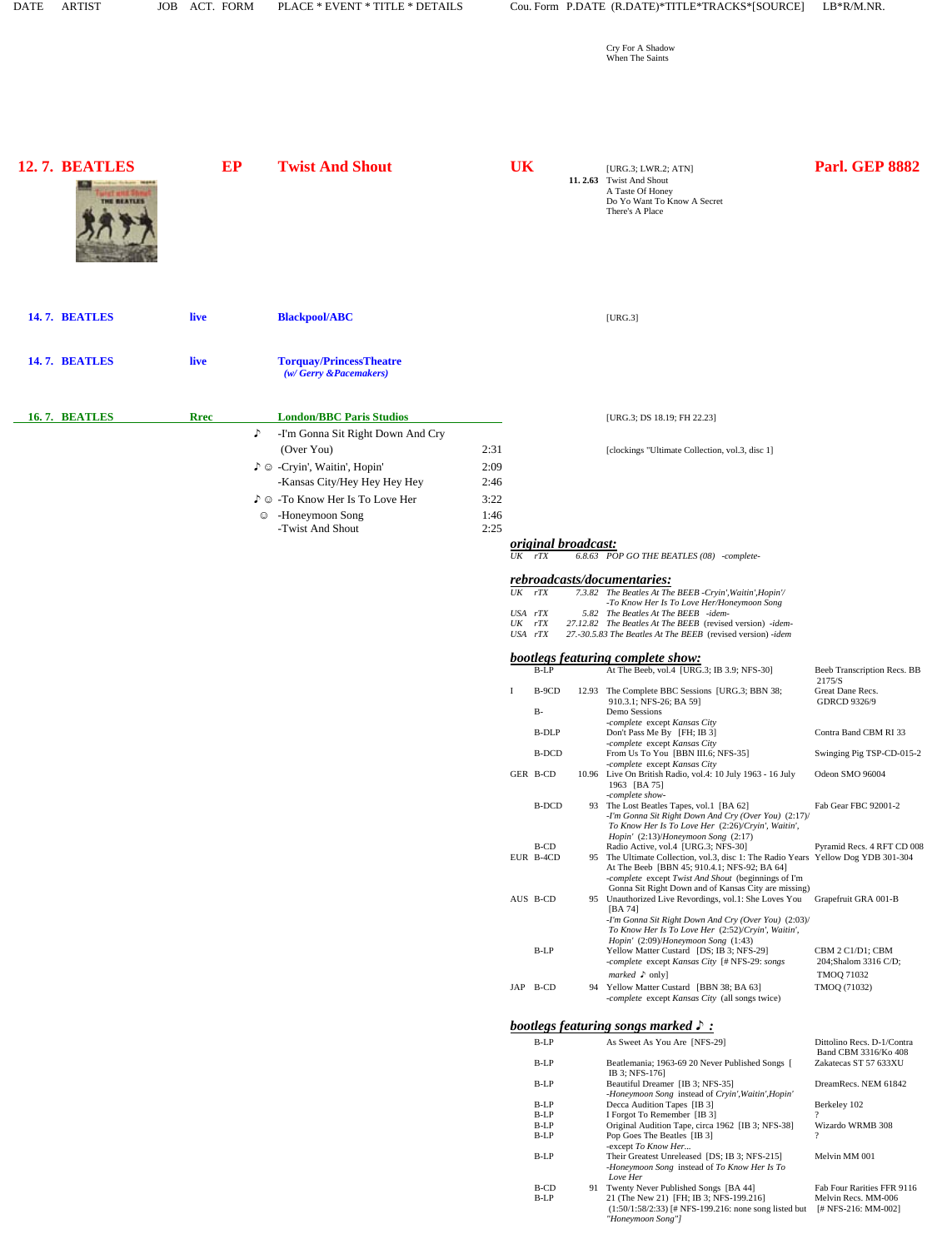| DATE | ARTIST | JOB | ACT. FORM | PLACE * EVENT * TITLE * DETAILS | Cou. Form | P.DATE | (R.DATE)*TITLE*TRACKS*[SOURCE] | LB*R/M.NR. |
|---|---|---|---|---|---|---|---|---|

Cry For A Shadow
When The Saints

## 12. 7. BEATLES — EP — Twist And Shout — UK — Parl. GEP 8882

[URG.3; LWR.2; ATN]
**11. 2.63** Twist And Shout
A Taste Of Honey
Do Yo Want To Know A Secret
There's A Place

## 14. 7. BEATLES — live — Blackpool/ABC

[URG.3]

## 14. 7. BEATLES — live — Torquay/PrincessTheatre

*(w/ Gerry &Pacemakers)*

## 16. 7. BEATLES — Rrec — London/BBC Paris Studios

[URG.3; DS 18.19; FH 22.23]

| | | |
|---|---|---|
| ♪ | -I'm Gonna Sit Right Down And Cry (Over You) | 2:31 |
| ♪ ☺ | -Cryin', Waitin', Hopin' | 2:09 |
| | -Kansas City/Hey Hey Hey Hey | 2:46 |
| ♪ ☺ | -To Know Her Is To Love Her | 3:22 |
| ☺ | -Honeymoon Song | 1:46 |
| | -Twist And Shout | 2:25 |

[clockings "Ultimate Collection, vol.3, disc 1]

***original broadcast:***

| | | | |
|---|---|---|---|
| *UK* | *rTX* | *6.8.63* | *POP GO THE BEATLES (08) -complete-* |

***rebroadcasts/documentaries:***

| | | | |
|---|---|---|---|
| *UK* | *rTX* | *7.3.82* | *The Beatles At The BEEB -Cryin',Waitin',Hopin'/ -To Know Her Is To Love Her/Honeymoon Song* |
| *USA* | *rTX* | *5.82* | *The Beatles At The BEEB -idem-* |
| *UK* | *rTX* | *27.12.82* | *The Beatles At The BEEB (revised version) -idem-* |
| *USA* | *rTX* | *27.-30.5.83* | *The Beatles At The BEEB (revised version) -idem* |

***bootlegs featuring complete show:***

| Cou. | Form | P.DATE | TITLE | LB*R/M.NR. |
|---|---|---|---|---|
| | B-LP | | At The Beeb, vol.4 [URG.3; IB 3.9; NFS-30] | Beeb Transcription Recs. BB 2175/S |
| I | B-9CD | 12.93 | The Complete BBC Sessions [URG.3; BBN 38; 910.3.1; NFS-26; BA 59] | Great Dane Recs. GDRCD 9326/9 |
| | B- | | Demo Sessions *-complete except Kansas City* | |
| | B-DLP | | Don't Pass Me By [FH; IB 3] *-complete except Kansas City* | Contra Band CBM RI 33 |
| | B-DCD | | From Us To You [BBN III.6; NFS-35] *-complete except Kansas City* | Swinging Pig TSP-CD-015-2 |
| GER | B-CD | 10.96 | Live On British Radio, vol.4: 10 July 1963 - 16 July 1963 [BA 75] *-complete show-* | Odeon SMO 96004 |
| | B-DCD | 93 | The Lost Beatles Tapes, vol.1 [BA 62] *-I'm Gonna Sit Right Down And Cry (Over You) (2:17)/ To Know Her Is To Love Her (2:26)/Cryin', Waitin', Hopin' (2:13)/Honeymoon Song (2:17)* | Fab Gear FBC 92001-2 |
| | B-CD | | Radio Active, vol.4 [URG.3; NFS-30] | Pyramid Recs. 4 RFT CD 008 |
| EUR | B-4CD | 95 | The Ultimate Collection, vol.3, disc 1: The Radio Years At The Beeb [BBN 45; 910.4.1; NFS-92; BA 64] *-complete except Twist And Shout (beginnings of I'm Gonna Sit Right Down and of Kansas City are missing)* | Yellow Dog YDB 301-304 |
| AUS | B-CD | 95 | Unauthorized Live Revordings, vol.1: She Loves You [BA 74] *-I'm Gonna Sit Right Down And Cry (Over You) (2:03)/ To Know Her Is To Love Her (2:52)/Cryin', Waitin', Hopin' (2:09)/Honeymoon Song (1:43)* | Grapefruit GRA 001-B |
| | B-LP | | Yellow Matter Custard [DS; IB 3; NFS-29] *-complete except Kansas City* [# NFS-29: *songs marked ♪ only*] | CBM 2 C1/D1; CBM 204;Shalom 3316 C/D; TMOQ 71032 |
| JAP | B-CD | 94 | Yellow Matter Custard [BBN 38; BA 63] *-complete except Kansas City* (all songs twice) | TMOQ (71032) |

***bootlegs featuring songs marked ♪ :***

| Cou. | Form | P.DATE | TITLE | LB*R/M.NR. |
|---|---|---|---|---|
| | B-LP | | As Sweet As You Are [NFS-29] | Dittolino Recs. D-1/Contra Band CBM 3316/Ko 408 |
| | B-LP | | Beatlemania; 1963-69 20 Never Published Songs [ IB 3; NFS-176] | Zakatecas ST 57 633XU |
| | B-LP | | Beautiful Dreamer [IB 3; NFS-35] *-Honeymoon Song instead of Cryin',Waitin',Hopin'* | DreamRecs. NEM 61842 |
| | B-LP | | Decca Audition Tapes [IB 3] | Berkeley 102 |
| | B-LP | | I Forgot To Remember [IB 3] | ? |
| | B-LP | | Original Audition Tape, circa 1962 [IB 3; NFS-38] | Wizardo WRMB 308 |
| | B-LP | | Pop Goes The Beatles [IB 3] *-except To Know Her...* | ? |
| | B-LP | | Their Greatest Unreleased [DS; IB 3; NFS-215] *-Honeymoon Song instead of To Know Her Is To Love Her* | Melvin MM 001 |
| | B-CD | 91 | Twenty Never Published Songs [BA 44] | Fab Four Rarities FFR 9116 |
| | B-LP | | 21 (The New 21) [FH; IB 3; NFS-199.216] (1:50/1:58/2:33) [# NFS-199.216: none song listed but "Honeymoon Song"] | Melvin Recs. MM-006 [# NFS-216: MM-002] |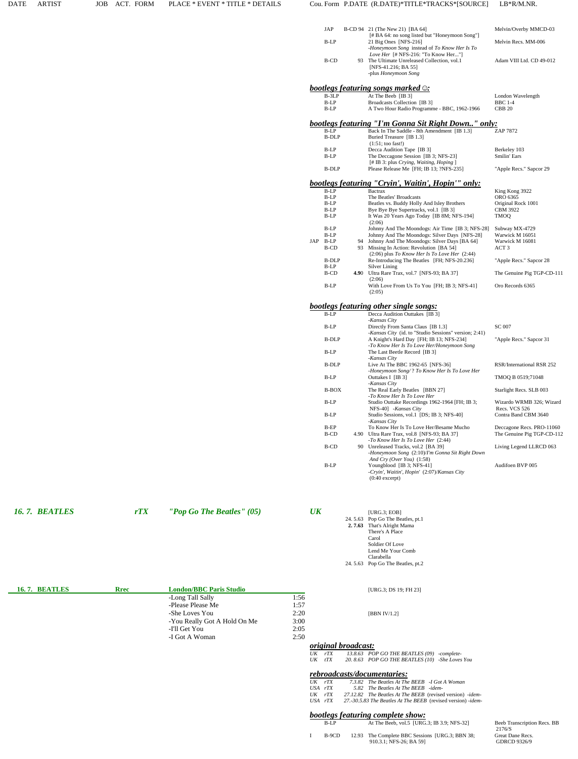| DATE | ARTIST | JOB | ACT. FORM | PLACE * EVENT * TITLE * DETAILS | Cou. | Form | P.DATE (R.DATE) | TITLE * TRACKS * [SOURCE] | LB*R/M.NR. |
|---|---|---|---|---|---|---|---|---|---|
| | | | | | JAP | B-CD | 94 | 21 (The New 21) [BA 64] [# BA 64: no song listed but "Honeymoon Song"] | Melvin/Overby MMCD-03 |
| | | | | | | B-LP | | 21 Big Ones [NFS-216] -*Honeymoon Song* instead of *To Know Her Is To Love Her* [# NFS-216: "To Know Her..."] | Melvin Recs. MM-006 |
| | | | | | | B-CD | 93 | The Ultimate Unreleased Collection, vol.1 [NFS-41.216; BA 55] -plus *Honeymoon Song* | Adam VIII Ltd. CD 49-012 |

## *bootlegs featuring songs marked ☺:*

| Form | Date | Title | Label |
|---|---|---|---|
| B-3LP | | At The Beeb [IB 3] | London Wavelength |
| B-LP | | Broadcasts Collection [IB 3] | BBC 1-4 |
| B-LP | | A Two Hour Radio Programme - BBC, 1962-1966 | CBB 20 |

## *bootlegs featuring "I'm Gonna Sit Right Down.." only:*

| Form | Date | Title | Label |
|---|---|---|---|
| B-LP | | Back In The Saddle - 8th Amendment [IB 1.3] | ZAP 7872 |
| B-DLP | | Buried Treasure [IB 1.3] (1:51; too fast!) | |
| B-LP | | Decca Audition Tape [IB 3] | Berkeley 103 |
| B-LP | | The Deccagone Session [IB 3; NFS-23] [# IB 3: plus *Crying, Waiting, Hoping* ] | Smilin' Ears |
| B-DLP | | Please Release Me [FH; IB 13; ?NFS-235] | "Apple Recs." Sapcor 29 |

## *bootlegs featuring "Cryin', Waitin', Hopin'" only:*

| Cou. | Form | Date | Title | Label |
|---|---|---|---|---|
| | B-LP | | Bactrax | King Kong 3922 |
| | B-LP | | The Beatles' Broadcasts | ORO 6365 |
| | B-LP | | Beatles vs. Buddy Holly And Isley Brothers | Original Rock 1001 |
| | B-LP | | Bye Bye Supertracks, vol.1 [IB 3] | CBM 3922 |
| | B-LP | | It Was 20 Years Ago Today [IB 8M; NFS-194] (2:06) | TMOQ |
| | B-LP | | Johnny And The Moondogs: Air Time [IB 3; NFS-28] | Subway MX-4729 |
| | B-LP | | Johnny And The Moondogs: Silver Days [NFS-28] | Warwick M 16051 |
| JAP | B-LP | 94 | Johnny And The Moondogs: Silver Days [BA 64] | Warwick M 16081 |
| | B-CD | 93 | Missing In Action: Revolution [BA 54] (2:06) plus *To Know Her Is To Love Her* (2:44) | ACT 3 |
| | B-DLP | | Re-Introducing The Beatles [FH; NFS-20.236] | "Apple Recs." Sapcor 28 |
| | B-LP | | Silver Lining | |
| | B-CD | **4.9**0 | Ultra Rare Trax, vol.7 [NFS-93; BA 37] (2:06) | The Genuine Pig TGP-CD-111 |
| | B-LP | | With Love From Us To You [FH; IB 3; NFS-41] (2:05) | Oro Records 6365 |

## *bootlegs featuring other single songs:*

| Form | Date | Title | Label |
|---|---|---|---|
| B-LP | | Decca Audition Outtakes [IB 3] -*Kansas City* | |
| B-LP | | Directly From Santa Claus [IB 1.3] -*Kansas City* (id. to "Studio Sessions" version; 2:41) | SC 007 |
| B-DLP | | A Knight's Hard Day [FH; IB 13; NFS-234] -*To Know Her Is To Love Her/Honeymoon Song* | "Apple Recs." Sapcor 31 |
| B-LP | | The Last Beetle Record [IB 3] -*Kansas City* | |
| B-DLP | | Live At The BBC 1962-65 [NFS-36] -*Honeymoon Song/ ? To Know Her Is To Love Her* | RSR/International RSR 252 |
| B-LP | | Outtakes I [IB 3] -*Kansas City* | TMOQ B 0519;71048 |
| B-BOX | | The Real Early Beatles [BBN 27] -*To Know Her Is To Love Her* | Starlight Recs. SLB 003 |
| B-LP | | Studio Outtake Recordings 1962-1964 [FH; IB 3; NFS-40] -*Kansas City* | Wizardo WRMB 326; Wizard Recs. VCS 526 |
| B-LP | | Studio Sessions, vol.1 [DS; IB 3; NFS-40] -*Kansas City* | Contra Band CBM 3640 |
| B-EP | | To Know Her Is To Love Her/Besame Mucho | Deccagone Recs. PRO-11060 |
| B-CD | 4.90 | Ultra Rare Trax, vol.8 [NFS-93; BA 37] -*To Know Her Is To Love Her* (2:44) | The Genuine Pig TGP-CD-112 |
| B-CD | 90 | Unreleased Tracks, vol.2 [BA 39] -*Honeymoon Song* (2:10)/*I'm Gonna Sit Right Down And Cry (Over You)* (1:58) | Living Legend LLRCD 063 |
| B-LP | | Youngblood [IB 3; NFS-41] -*Cryin', Waitin', Hopin'* (2:07)/*Kansas City* (0:40 excerpt) | Audifoen BVP 005 |

## *16. 7. BEATLES* — *rTX* — *"Pop Go The Beatles" (05)* — *UK*

[URG.3; EOB]

| Date | Title |
|---|---|
| 24. 5.63 | Pop Go The Beatles, pt.1 |
| **2. 7.63** | That's Alright Mama |
| | There's A Place |
| | Carol |
| | Soldier Of Love |
| | Lend Me Your Comb |
| | Clarabella |
| 24. 5.63 | Pop Go The Beatles, pt.2 |

## 16. 7. BEATLES — Rrec — London/BBC Paris Studio

[URG.3; DS 19; FH 23]

| Song | Time |
|---|---|
| -Long Tall Sally | 1:56 |
| -Please Please Me | 1:57 |
| -She Loves You | 2:20 |
| -You Really Got A Hold On Me | 3:00 |
| -I'll Get You | 2:05 |
| -I Got A Woman | 2:50 |

[BBN IV/1.2] (-She Loves You)

## *original broadcast:*

*UK rTX 13.8.63 POP GO THE BEATLES (09) -complete-*
*UK tTX 20. 8.63 POP GO THE BEATLES (10) -She Loves You*

## *rebroadcasts/documentaries:*

*UK rTX 7.3.82 The Beatles At The BEEB -I Got A Woman*
*USA rTX 5.82 The Beatles At The BEEB -idem-*
*UK rTX 27.12.82 The Beatles At The BEEB (revised version) -idem-*
*USA rTX 27.-30.5.83 The Beatles At The BEEB (revised version) -idem-*

## *bootlegs featuring complete show:*

| Cou. | Form | Date | Title | Label |
|---|---|---|---|---|
| | B-LP | | At The Beeb, vol.5 [URG.3; IB 3.9; NFS-32] | Beeb Transcription Recs. BB 2176/S |
| I | B-9CD | 12.93 | The Complete BBC Sessions [URG.3; BBN 38; 910.3.1; NFS-26; BA 59] | Great Dane Recs. GDRCD 9326/9 |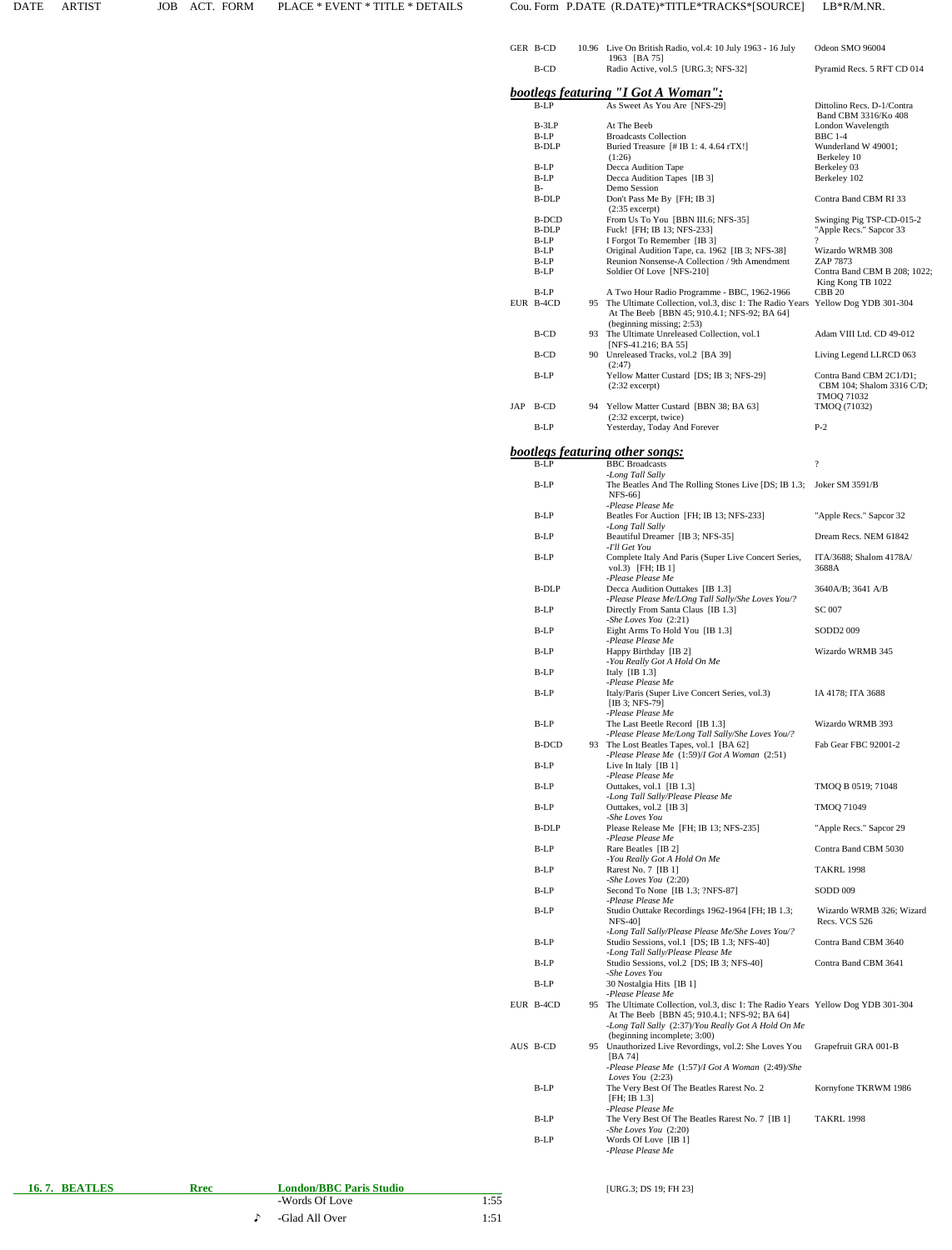| DATE | ARTIST | JOB | ACT. FORM | PLACE * EVENT * TITLE * DETAILS | Cou. | Form | P.DATE | (R.DATE)*TITLE*TRACKS*[SOURCE] | LB*R/M.NR. |
|---|---|---|---|---|---|---|---|---|---|
| | | | | | GER | B-CD | 10.96 | Live On British Radio, vol.4: 10 July 1963 - 16 July 1963 [BA 75] | Odeon SMO 96004 |
| | | | | | | B-CD | | Radio Active, vol.5 [URG.3; NFS-32] | Pyramid Recs. 5 RFT CD 014 |

***bootlegs featuring "I Got A Woman":***

| Cou. | Form | P.DATE | (R.DATE)*TITLE*TRACKS*[SOURCE] | LB*R/M.NR. |
|---|---|---|---|---|
| | B-LP | | As Sweet As You Are [NFS-29] | Dittolino Recs. D-1/Contra Band CBM 3316/Ko 408 |
| | B-3LP | | At The Beeb | London Wavelength |
| | B-LP | | Broadcasts Collection | BBC 1-4 |
| | B-DLP | | Buried Treasure [# IB 1: 4. 4.64 rTX!] (1:26) | Wunderland W 49001; Berkeley 10 |
| | B-LP | | Decca Audition Tape | Berkeley 03 |
| | B-LP | | Decca Audition Tapes [IB 3] | Berkeley 102 |
| | B- | | Demo Session | |
| | B-DLP | | Don't Pass Me By [FH; IB 3] (2:35 excerpt) | Contra Band CBM RI 33 |
| | B-DCD | | From Us To You [BBN III.6; NFS-35] | Swinging Pig TSP-CD-015-2 |
| | B-DLP | | Fuck! [FH; IB 13; NFS-233] | "Apple Recs." Sapcor 33 |
| | B-LP | | I Forgot To Remember [IB 3] | ? |
| | B-LP | | Original Audition Tape, ca. 1962 [IB 3; NFS-38] | Wizardo WRMB 308 |
| | B-LP | | Reunion Nonsense-A Collection / 9th Amendment | ZAP 7873 |
| | B-LP | | Soldier Of Love [NFS-210] | Contra Band CBM B 208; 1022; King Kong TB 1022 |
| | B-LP | | A Two Hour Radio Programme - BBC, 1962-1966 | CBB 20 |
| EUR | B-4CD | 95 | The Ultimate Collection, vol.3, disc 1: The Radio Years At The Beeb [BBN 45; 910.4.1; NFS-92; BA 64] (beginning missing; 2:53) | Yellow Dog YDB 301-304 |
| | B-CD | 93 | The Ultimate Unreleased Collection, vol.1 [NFS-41.216; BA 55] | Adam VIII Ltd. CD 49-012 |
| | B-CD | 90 | Unreleased Tracks, vol.2 [BA 39] (2:47) | Living Legend LLRCD 063 |
| | B-LP | | Yellow Matter Custard [DS; IB 3; NFS-29] (2:32 excerpt) | Contra Band CBM 2C1/D1; CBM 104; Shalom 3316 C/D; TMOQ 71032 |
| JAP | B-CD | 94 | Yellow Matter Custard [BBN 38; BA 63] (2:32 excerpt, twice) | TMOQ (71032) |
| | B-LP | | Yesterday, Today And Forever | P-2 |

***bootlegs featuring other songs:***

| Cou. | Form | P.DATE | (R.DATE)*TITLE*TRACKS*[SOURCE] | LB*R/M.NR. |
|---|---|---|---|---|
| | B-LP | | BBC Broadcasts<br>*-Long Tall Sally* | ? |
| | B-LP | | The Beatles And The Rolling Stones Live [DS; IB 1.3; NFS-66]<br>*-Please Please Me* | Joker SM 3591/B |
| | B-LP | | Beatles For Auction [FH; IB 13; NFS-233]<br>*-Long Tall Sally* | "Apple Recs." Sapcor 32 |
| | B-LP | | Beautiful Dreamer [IB 3; NFS-35]<br>*-I'll Get You* | Dream Recs. NEM 61842 |
| | B-LP | | Complete Italy And Paris (Super Live Concert Series, vol.3) [FH; IB 1]<br>*-Please Please Me* | ITA/3688; Shalom 4178A/3688A |
| | B-DLP | | Decca Audition Outtakes [IB 1.3]<br>*-Please Please Me/LOng Tall Sally/She Loves You/?* | 3640A/B; 3641 A/B |
| | B-LP | | Directly From Santa Claus [IB 1.3]<br>*-She Loves You* (2:21) | SC 007 |
| | B-LP | | Eight Arms To Hold You [IB 1.3]<br>*-Please Please Me* | SODD2 009 |
| | B-LP | | Happy Birthday [IB 2]<br>*-You Really Got A Hold On Me* | Wizardo WRMB 345 |
| | B-LP | | Italy [IB 1.3]<br>*-Please Please Me* | |
| | B-LP | | Italy/Paris (Super Live Concert Series, vol.3) [IB 3; NFS-79]<br>*-Please Please Me* | IA 4178; ITA 3688 |
| | B-LP | | The Last Beetle Record [IB 1.3]<br>*-Please Please Me/Long Tall Sally/She Loves You/?* | Wizardo WRMB 393 |
| | B-DCD | 93 | The Lost Beatles Tapes, vol.1 [BA 62]<br>*-Please Please Me* (1:59)/*I Got A Woman* (2:51) | Fab Gear FBC 92001-2 |
| | B-LP | | Live In Italy [IB 1]<br>*-Please Please Me* | |
| | B-LP | | Outtakes, vol.1 [IB 1.3]<br>*-Long Tall Sally/Please Please Me* | TMOQ B 0519; 71048 |
| | B-LP | | Outtakes, vol.2 [IB 3]<br>*-She Loves You* | TMOQ 71049 |
| | B-DLP | | Please Release Me [FH; IB 13; NFS-235]<br>*-Please Please Me* | "Apple Recs." Sapcor 29 |
| | B-LP | | Rare Beatles [IB 2]<br>*-You Really Got A Hold On Me* | Contra Band CBM 5030 |
| | B-LP | | Rarest No. 7 [IB 1]<br>*-She Loves You* (2:20) | TAKRL 1998 |
| | B-LP | | Second To None [IB 1.3; ?NFS-87]<br>*-Please Please Me* | SODD 009 |
| | B-LP | | Studio Outtake Recordings 1962-1964 [FH; IB 1.3; NFS-40]<br>*-Long Tall Sally/Please Please Me/She Loves You/?* | Wizardo WRMB 326; Wizard Recs. VCS 526 |
| | B-LP | | Studio Sessions, vol.1 [DS; IB 1.3; NFS-40]<br>*-Long Tall Sally/Please Please Me* | Contra Band CBM 3640 |
| | B-LP | | Studio Sessions, vol.2 [DS; IB 3; NFS-40]<br>*-She Loves You* | Contra Band CBM 3641 |
| | B-LP | | 30 Nostalgia Hits [IB 1]<br>*-Please Please Me* | |
| EUR | B-4CD | 95 | The Ultimate Collection, vol.3, disc 1: The Radio Years At The Beeb [BBN 45; 910.4.1; NFS-92; BA 64]<br>*-Long Tall Sally* (2:37)/*You Really Got A Hold On Me* (beginning incomplete; 3:00) | Yellow Dog YDB 301-304 |
| AUS | B-CD | 95 | Unauthorized Live Revordings, vol.2: She Loves You [BA 74]<br>*-Please Please Me* (1:57)/*I Got A Woman* (2:49)/*She Loves You* (2:23) | Grapefruit GRA 001-B |
| | B-LP | | The Very Best Of The Beatles Rarest No. 2 [FH; IB 1.3]<br>*-Please Please Me* | Kornyfone TKRWM 1986 |
| | B-LP | | The Very Best Of The Beatles Rarest No. 7 [IB 1]<br>*-She Loves You* (2:20) | TAKRL 1998 |
| | B-LP | | Words Of Love [IB 1]<br>*-Please Please Me* | |

| DATE | ARTIST | JOB | ACT. FORM | PLACE * EVENT * TITLE * DETAILS | | (R.DATE)*TITLE*TRACKS*[SOURCE] |
|---|---|---|---|---|---|---|
| **16. 7.** | **BEATLES** | **Rrec** | | **London/BBC Paris Studio** | | [URG.3; DS 19; FH 23] |
| | | | | -Words Of Love | 1:55 | |
| | | | ♪ | -Glad All Over | 1:51 | |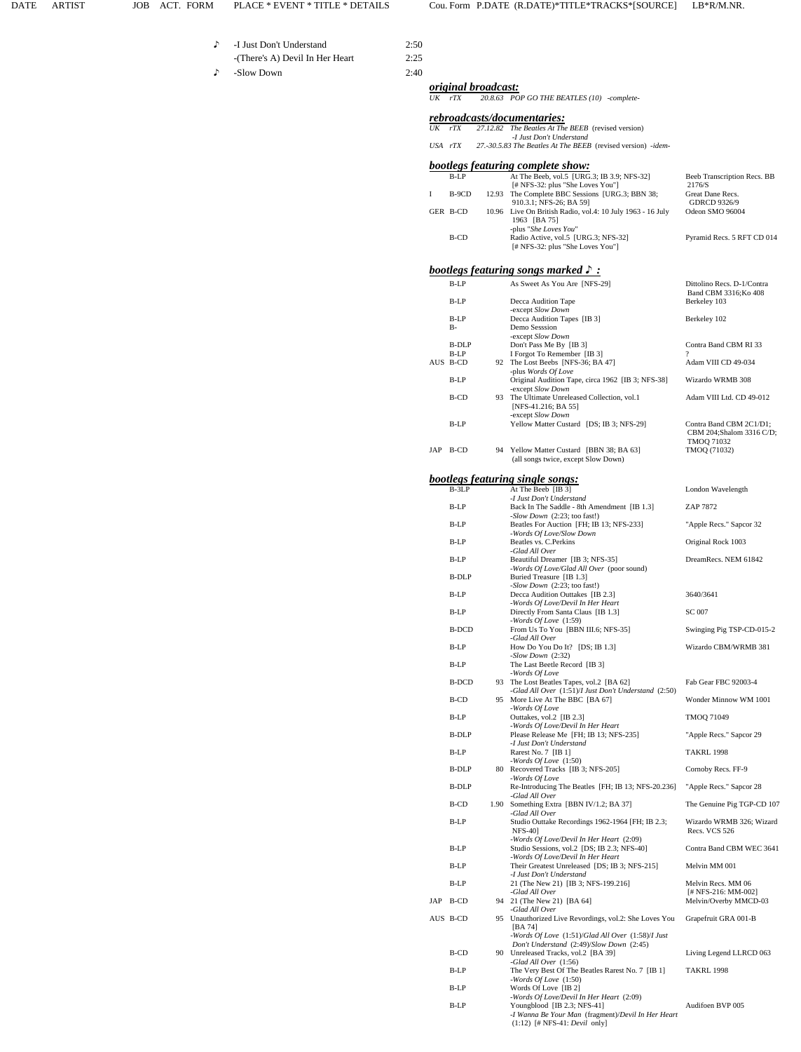| DATE | ARTIST | JOB | ACT. FORM | PLACE * EVENT * TITLE * DETAILS | Cou. Form P.DATE (R.DATE)*TITLE*TRACKS*[SOURCE] | LB*R/M.NR. |
|---|---|---|---|---|---|---|

♪ -I Just Don't Understand 2:50
-(There's A) Devil In Her Heart 2:25
♪ -Slow Down 2:40

***original broadcast:***

*UK rTX 20.8.63 POP GO THE BEATLES (10) -complete-*

***rebroadcasts/documentaries:***

*UK rTX 27.12.82 The Beatles At The BEEB* (revised version)
*-I Just Don't Understand*
*USA rTX 27.-30.5.83 The Beatles At The BEEB* (revised version) *-idem-*

***bootlegs featuring complete show:***

| Cou. | Form | P.DATE | TITLE*TRACKS*[SOURCE] | LB*R/M.NR. |
|---|---|---|---|---|
| | B-LP | | At The Beeb, vol.5 [URG.3; IB 3.9; NFS-32] [# NFS-32: plus "She Loves You"] | Beeb Transcription Recs. BB 2176/S |
| I | B-9CD | 12.93 | The Complete BBC Sessions [URG.3; BBN 38; 910.3.1; NFS-26; BA 59] | Great Dane Recs. GDRCD 9326/9 |
| GER | B-CD | 10.96 | Live On British Radio, vol.4: 10 July 1963 - 16 July 1963 [BA 75] -plus "*She Loves You*" | Odeon SMO 96004 |
| | B-CD | | Radio Active, vol.5 [URG.3; NFS-32] [# NFS-32: plus "She Loves You"] | Pyramid Recs. 5 RFT CD 014 |

***bootlegs featuring songs marked ♪ :***

| Cou. | Form | P.DATE | TITLE*TRACKS*[SOURCE] | LB*R/M.NR. |
|---|---|---|---|---|
| | B-LP | | As Sweet As You Are [NFS-29] | Dittolino Recs. D-1/Contra Band CBM 3316;Ko 408 |
| | B-LP | | Decca Audition Tape -except *Slow Down* | Berkeley 103 |
| | B-LP | | Decca Audition Tapes [IB 3] | Berkeley 102 |
| | B- | | Demo Sesssion -except *Slow Down* | |
| | B-DLP | | Don't Pass Me By [IB 3] | Contra Band CBM RI 33 |
| | B-LP | | I Forgot To Remember [IB 3] | ? |
| AUS | B-CD | 92 | The Lost Beebs [NFS-36; BA 47] -plus *Words Of Love* | Adam VIII CD 49-034 |
| | B-LP | | Original Audition Tape, circa 1962 [IB 3; NFS-38] -except *Slow Down* | Wizardo WRMB 308 |
| | B-CD | 93 | The Ultimate Unreleased Collection, vol.1 [NFS-41.216; BA 55] -except *Slow Down* | Adam VIII Ltd. CD 49-012 |
| | B-LP | | Yellow Matter Custard [DS; IB 3; NFS-29] | Contra Band CBM 2C1/D1; CBM 204;Shalom 3316 C/D; TMOQ 71032 |
| JAP | B-CD | 94 | Yellow Matter Custard [BBN 38; BA 63] (all songs twice, except Slow Down) | TMOQ (71032) |

***bootlegs featuring single songs:***

| Cou. | Form | P.DATE | TITLE*TRACKS*[SOURCE] | LB*R/M.NR. |
|---|---|---|---|---|
| | B-3LP | | At The Beeb [IB 3] *-I Just Don't Understand* | London Wavelength |
| | B-LP | | Back In The Saddle - 8th Amendment [IB 1.3] *-Slow Down* (2:23; too fast!) | ZAP 7872 |
| | B-LP | | Beatles For Auction [FH; IB 13; NFS-233] *-Words Of Love/Slow Down* | "Apple Recs." Sapcor 32 |
| | B-LP | | Beatles vs. C.Perkins *-Glad All Over* | Original Rock 1003 |
| | B-LP | | Beautiful Dreamer [IB 3; NFS-35] *-Words Of Love/Glad All Over* (poor sound) | DreamRecs. NEM 61842 |
| | B-DLP | | Buried Treasure [IB 1.3] *-Slow Down* (2:23; too fast!) | |
| | B-LP | | Decca Audition Outtakes [IB 2.3] *-Words Of Love/Devil In Her Heart* | 3640/3641 |
| | B-LP | | Directly From Santa Claus [IB 1.3] *-Words Of Love* (1:59) | SC 007 |
| | B-DCD | | From Us To You [BBN III.6; NFS-35] *-Glad All Over* | Swinging Pig TSP-CD-015-2 |
| | B-LP | | How Do You Do It? [DS; IB 1.3] *-Slow Down* (2:32) | Wizardo CBM/WRMB 381 |
| | B-LP | | The Last Beetle Record [IB 3] *-Words Of Love* | |
| | B-DCD | 93 | The Lost Beatles Tapes, vol.2 [BA 62] *-Glad All Over* (1:51)/*I Just Don't Understand* (2:50) | Fab Gear FBC 92003-4 |
| | B-CD | 95 | More Live At The BBC [BA 67] *-Words Of Love* | Wonder Minnow WM 1001 |
| | B-LP | | Outtakes, vol.2 [IB 2.3] *-Words Of Love/Devil In Her Heart* | TMOQ 71049 |
| | B-DLP | | Please Release Me [FH; IB 13; NFS-235] *-I Just Don't Understand* | "Apple Recs." Sapcor 29 |
| | B-LP | | Rarest No. 7 [IB 1] *-Words Of Love* (1:50) | TAKRL 1998 |
| | B-DLP | 80 | Recovered Tracks [IB 3; NFS-205] *-Words Of Love* | Cornoby Recs. FF-9 |
| | B-DLP | | Re-Introducing The Beatles [FH; IB 13; NFS-20.236] *-Glad All Over* | "Apple Recs." Sapcor 28 |
| | B-CD | 1.90 | Something Extra [BBN IV/1.2; BA 37] *-Glad All Over* | The Genuine Pig TGP-CD 107 |
| | B-LP | | Studio Outtake Recordings 1962-1964 [FH; IB 2.3; NFS-40] *-Words Of Love/Devil In Her Heart* (2:09) | Wizardo WRMB 326; Wizard Recs. VCS 526 |
| | B-LP | | Studio Sessions, vol.2 [DS; IB 2.3; NFS-40] *-Words Of Love/Devil In Her Heart* | Contra Band CBM WEC 3641 |
| | B-LP | | Their Greatest Unreleased [DS; IB 3; NFS-215] *-I Just Don't Understand* | Melvin MM 001 |
| | B-LP | | 21 (The New 21) [IB 3; NFS-199.216] *-Glad All Over* | Melvin Recs. MM 06 [# NFS-216: MM-002] |
| JAP | B-CD | 94 | 21 (The New 21) [BA 64] *-Glad All Over* | Melvin/Overby MMCD-03 |
| AUS | B-CD | 95 | Unauthorized Live Revordings, vol.2: She Loves You [BA 74] *-Words Of Love* (1:51)/*Glad All Over* (1:58)/*I Just Don't Understand* (2:49)/*Slow Down* (2:45) | Grapefruit GRA 001-B |
| | B-CD | 90 | Unreleased Tracks, vol.2 [BA 39] *-Glad All Over* (1:56) | Living Legend LLRCD 063 |
| | B-LP | | The Very Best Of The Beatles Rarest No. 7 [IB 1] *-Words Of Love* (1:50) | TAKRL 1998 |
| | B-LP | | Words Of Love [IB 2] *-Words Of Love/Devil In Her Heart* (2:09) | |
| | B-LP | | Youngblood [IB 2.3; NFS-41] *-I Wanna Be Your Man* (fragment)/*Devil In Her Heart* (1:12) [# NFS-41: *Devil* only] | Audifoen BVP 005 |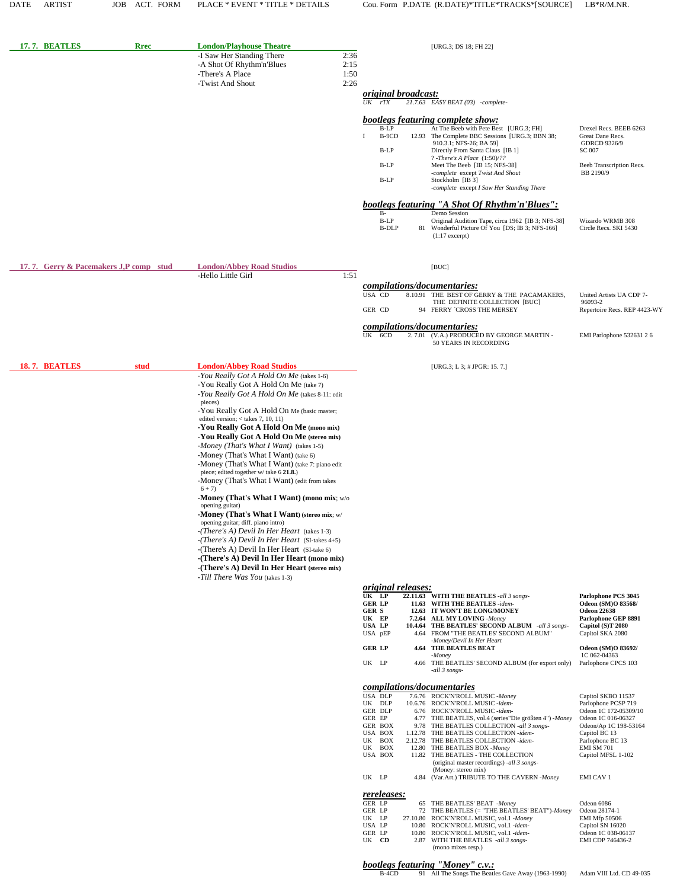| DATE | ARTIST | JOB | ACT. FORM | PLACE * EVENT * TITLE * DETAILS | Cou. Form P.DATE (R.DATE)*TITLE*TRACKS*[SOURCE] | LB*R/M.NR. |
|---|---|---|---|---|---|---|

## 17. 7. BEATLES — Rrec — London/Playhouse Theatre

[URG.3; DS 18; FH 22]

- I Saw Her Standing There 2:36
- A Shot Of Rhythm'n'Blues 2:15
- There's A Place 1:50
- Twist And Shout 2:26

***original broadcast:***

| | | | |
|---|---|---|---|
| UK | rTX | *21.7.63* | *EASY BEAT (03) -complete-* |

***bootlegs featuring complete show:***

| Cou. | Form | P.DATE | TITLE | LB*R/M.NR. |
|---|---|---|---|---|
| | B-LP | | At The Beeb with Pete Best [URG.3; FH] | Drexel Recs. BEEB 6263 |
| I | B-9CD | 12.93 | The Complete BBC Sessions [URG.3; BBN 38; 910.3.1; NFS-26; BA 59] | Great Dane Recs. GDRCD 9326/9 |
| | B-LP | | Directly From Santa Claus [IB 1] ? *-There's A Place* (1:50)/?? | SC 007 |
| | B-LP | | Meet The Beeb [IB 15; NFS-38] *-complete* except *Twist And Shout* | Beeb Transcription Recs. BB 2190/9 |
| | B-LP | | Stockholm [IB 3] *-complete* except *I Saw Her Standing There* | |

***bootlegs featuring "A Shot Of Rhythm'n'Blues":***

| Cou. | Form | P.DATE | TITLE | LB*R/M.NR. |
|---|---|---|---|---|
| | B- | | Demo Session | |
| | B-LP | | Original Audition Tape, circa 1962 [IB 3; NFS-38] | Wizardo WRMB 308 |
| | B-DLP | 81 | Wonderful Picture Of You [DS; IB 3; NFS-166] (1:17 excerpt) | Circle Recs. SKI 5430 |

## 17. 7. Gerry & Pacemakers J,P comp stud — London/Abbey Road Studios

[BUC]

- Hello Little Girl 1:51

***compilations/documentaries:***

| Cou. | Form | P.DATE | TITLE | LB*R/M.NR. |
|---|---|---|---|---|
| USA | CD | 8.10.91 | THE BEST OF GERRY & THE PACAMAKERS, THE DEFINITE COLLECTION [BUC] | United Artists UA CDP 7-96093-2 |
| GER | CD | 94 | FERRY ´CROSS THE MERSEY | Repertoire Recs. REP 4423-WY |

***compilations/documentaries:***

| Cou. | Form | P.DATE | TITLE | LB*R/M.NR. |
|---|---|---|---|---|
| UK | 6CD | 2. 7.01 | (V.A.) PRODUCED BY GEORGE MARTIN - 50 YEARS IN RECORDING | EMI Parlophone 532631 2 6 |

## 18. 7. BEATLES — stud — London/Abbey Road Studios

[URG.3; L 3; # JPGR: 15. 7.]

- *You Really Got A Hold On Me* (takes 1-6)
- You Really Got A Hold On Me (take 7)
- *You Really Got A Hold On Me* (takes 8-11: edit pieces)
- You Really Got A Hold On Me (basic master; edited version; < takes 7, 10, 11)
- **You Really Got A Hold On Me (mono mix)**
- **You Really Got A Hold On Me (stereo mix)**
- *Money (That's What I Want)* (takes 1-5)
- Money (That's What I Want) (take 6)
- Money (That's What I Want) (take 7: piano edit piece; edited together w/ take 6 **21.8.**)
- Money (That's What I Want) (edit from takes 6 + 7)
- **Money (That's What I Want) (mono mix**; w/o opening guitar)
- **Money (That's What I Want) (stereo mix**; w/ opening guitar; diff. piano intro)
- *(There's A) Devil In Her Heart* (takes 1-3)
- *(There's A) Devil In Her Heart* (SI-takes 4+5)
- (There's A) Devil In Her Heart (SI-take 6)
- **(There's A) Devil In Her Heart (mono mix)**
- **(There's A) Devil In Her Heart (stereo mix)**
- *Till There Was You* (takes 1-3)

***original releases:***

| Cou. | Form | P.DATE | TITLE | LB*R/M.NR. |
|---|---|---|---|---|
| **UK** | **LP** | **22.11.63** | **WITH THE BEATLES** *-all 3 songs-* | **Parlophone PCS 3045** |
| **GER** | **LP** | **11.63** | **WITH THE BEATLES** *-idem-* | **Odeon (SM)O 83568/** |
| **GER** | **S** | **12.63** | **IT WON'T BE LONG/MONEY** | **Odeon 22638** |
| **UK** | **EP** | **7.2.64** | **ALL MY LOVING** *-Money* | **Parlophone GEP 8891** |
| **USA** | **LP** | **10.4.64** | **THE BEATLES' SECOND ALBUM** *-all 3 songs-* | **Capitol (S)T 2080** |
| USA | pEP | 4.64 | FROM "THE BEATLES' SECOND ALBUM" *-Money/Devil In Her Heart* | Capitol SKA 2080 |
| **GER** | **LP** | **4.64** | **THE BEATLES BEAT** *-Money* | **Odeon (SM)O 83692/** 1C 062-04363 |
| UK | LP | 4.66 | THE BEATLES' SECOND ALBUM (for export only) *-all 3 songs-* | Parlophone CPCS 103 |

***compilations/documentaries***

| Cou. | Form | P.DATE | TITLE | LB*R/M.NR. |
|---|---|---|---|---|
| USA | DLP | 7.6.76 | ROCK'N'ROLL MUSIC *-Money* | Capitol SKBO 11537 |
| UK | DLP | 10.6.76 | ROCK'N'ROLL MUSIC *-idem-* | Parlophone PCSP 719 |
| GER | DLP | 6.76 | ROCK'N'ROLL MUSIC *-idem-* | Odeon 1C 172-05309/10 |
| GER | EP | 4.77 | THE BEATLES, vol.4 (series"Die größten 4") *-Money* | Odeon 1C 016-06327 |
| GER | BOX | 9.78 | THE BEATLES COLLECTION *-all 3 songs-* | Odeon/Ap 1C 198-53164 |
| USA | BOX | 1.12.78 | THE BEATLES COLLECTION *-idem-* | Capitol BC 13 |
| UK | BOX | 2.12.78 | THE BEATLES COLLECTION *-idem-* | Parlophone BC 13 |
| UK | BOX | 12.80 | THE BEATLES BOX *-Money* | EMI SM 701 |
| USA | BOX | 11.82 | THE BEATLES - THE COLLECTION (original master recordings) *-all 3 songs-* (Money: stereo mix) | Capitol MFSL 1-102 |
| UK | LP | 4.84 | (Var.Art.) TRIBUTE TO THE CAVERN *-Money* | EMI CAV 1 |

***rereleases:***

| Cou. | Form | P.DATE | TITLE | LB*R/M.NR. |
|---|---|---|---|---|
| GER | LP | 65 | THE BEATLES' BEAT *-Money* | Odeon 6086 |
| GER | LP | 72 | THE BEATLES (= "THE BEATLES' BEAT")*-Money* | Odeon 28174-1 |
| UK | LP | 27.10.80 | ROCK'N'ROLL MUSIC, vol.1 *-Money* | EMI Mfp 50506 |
| USA | LP | 10.80 | ROCK'N'ROLL MUSIC, vol.1 *-idem-* | Capitol SN 16020 |
| GER | LP | 10.80 | ROCK'N'ROLL MUSIC, vol.1 *-idem-* | Odeon 1C 038-06137 |
| UK | **CD** | 2.87 | WITH THE BEATLES *-all 3 songs-* (mono mixes resp.) | EMI CDP 746436-2 |

***bootlegs featuring "Money" c.v.:***

| Cou. | Form | P.DATE | TITLE | LB*R/M.NR. |
|---|---|---|---|---|
| | B-4CD | 91 | All The Songs The Beatles Gave Away (1963-1990) | Adam VIII Ltd. CD 49-035 |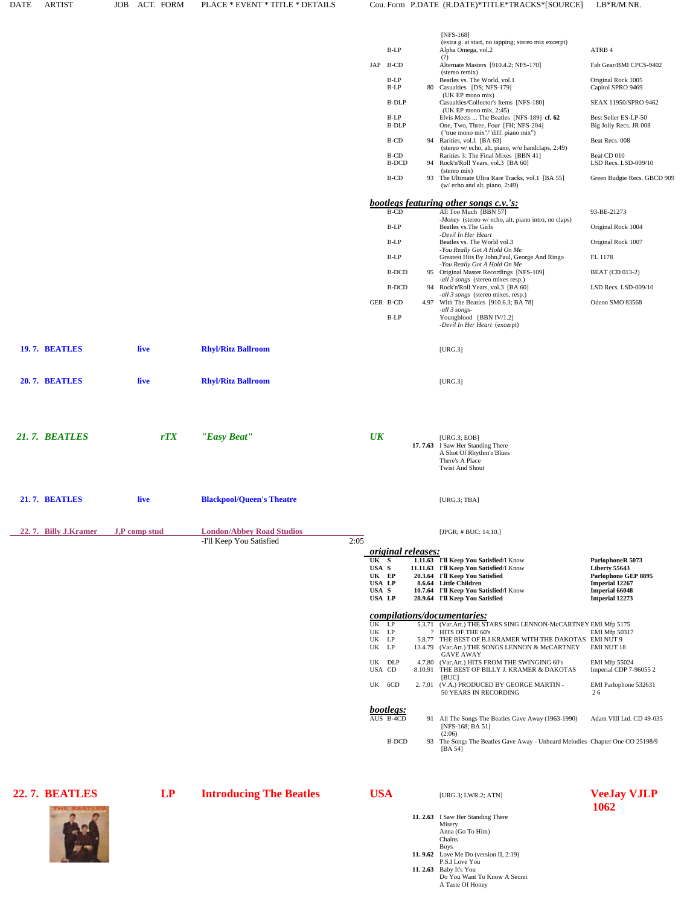| DATE | ARTIST | JOB | ACT. FORM | PLACE * EVENT * TITLE * DETAILS | Cou. | Form | P.DATE | (R.DATE)*TITLE*TRACKS*[SOURCE] | LB*R/M.NR. |
|---|---|---|---|---|---|---|---|---|---|
| | | | | | | | | [NFS-168] (extra g. at start, no tapping; stereo mix excerpt) | |
| | | | | | | B-LP | | Alpha Omega, vol.2 (?) | ATRB 4 |
| | | | | | JAP | B-CD | | Alternate Masters [910.4.2; NFS-170] (stereo remix) | Fab Gear/BMI CPCS-9402 |
| | | | | | | B-LP | | Beatles vs. The World, vol.1 | Original Rock 1005 |
| | | | | | | B-LP | 80 | Casualties [DS; NFS-179] (UK EP mono mix) | Capitol SPRO 9469 |
| | | | | | | B-DLP | | Casualties/Collector's Items [NFS-180] (UK EP mono mix, 2:45) | SEAX 11950/SPRO 9462 |
| | | | | | | B-LP | | Elvis Meets ... The Beatles [NFS-189] **cf. 62** | Best Seller ES-LP-50 |
| | | | | | | B-DLP | | One, Two, Three, Four [FH; NFS-204] ("true mono mix"/"diff. piano mix") | Big Jolly Recs. JR 008 |
| | | | | | | B-CD | 94 | Rarities, vol.1 [BA 63] (stereo w/ echo, alt. piano, w/o handclaps, 2:49) | Beat Recs. 008 |
| | | | | | | B-CD | | Rarities 3: The Final Mixes [BBN 41] | Beat CD 010 |
| | | | | | | B-DCD | 94 | Rock'n'Roll Years, vol.3 [BA 60] (stereo mix) | LSD Recs. LSD-009/10 |
| | | | | | | B-CD | 93 | The Ultimate Ultra Rare Tracks, vol.1 [BA 55] (w/ echo and alt. piano, 2:49) | Green Budgie Recs. GBCD 909 |
| | | | | | ***bootlegs featuring other songs c.v.'s:*** | | | | |
| | | | | | | B-CD | | All Too Much [BBN 57] -*Money* (stereo w/ echo, alt. piano intro, no claps) | 93-BE-21273 |
| | | | | | | B-LP | | Beatles vs.The Girls -*Devil In Her Heart* | Original Rock 1004 |
| | | | | | | B-LP | | Beatles vs. The World vol.3 -*You Really Got A Hold On Me* | Original Rock 1007 |
| | | | | | | B-LP | | Greatest Hits By John,Paul, George And Ringo -*You Really Got A Hold On Me* | FL 1178 |
| | | | | | | B-DCD | 95 | Original Master Recordings [NFS-109] -*all 3 songs* (stereo mixes resp.) | BEAT (CD 013-2) |
| | | | | | | B-DCD | 94 | Rock'n'Roll Years, vol.3 [BA 60] -*all 3 songs* (stereo mixes, resp.) | LSD Recs. LSD-009/10 |
| | | | | | GER | B-CD | 4.97 | With The Beatles [910.6.3; BA 78] -*all 3 songs*- | Odeon SMO 83568 |
| | | | | | | B-LP | | Youngblood [BBN IV/1.2] -*Devil In Her Heart* (excerpt) | |
| **19. 7.** | **BEATLES** | | **live** | **Rhyl/Ritz Ballroom** | | | | [URG.3] | |
| **20. 7.** | **BEATLES** | | **live** | **Rhyl/Ritz Ballroom** | | | | [URG.3] | |
| ***21. 7.*** | ***BEATLES*** | | ***rTX*** | ***"Easy Beat"*** | ***UK*** | | | [URG.3; EOB] | |
| | | | | | | | **17. 7.63** | I Saw Her Standing There<br>A Shot Of Rhythm'n'Blues<br>There's A Place<br>Twist And Shout | |
| **21. 7.** | **BEATLES** | | **live** | **Blackpool/Queen's Theatre** | | | | [URG.3; TBA] | |
| **22. 7.** | **Billy J.Kramer** | **J,P comp stud** | | **London/Abbey Road Studios** | | | | [JPGR; # BUC: 14.10.] | |
| | | | | -I'll Keep You Satisfied 2:05 | | | | | |
| | | | | | ***original releases:*** | | | | |
| | | | | | **UK** | **S** | **1.11.63** | **I'll Keep You Satisfied**/I Know | **ParlophoneR 5073** |
| | | | | | **USA** | **S** | **11.11.63** | **I'll Keep You Satisfied**/I Know | **Liberty 55643** |
| | | | | | **UK** | **EP** | **20.3.64** | **I'll Keep You Satisfied** | **Parlophone GEP 8895** |
| | | | | | **USA** | **LP** | **8.6.64** | **Little Children** | **Imperial 12267** |
| | | | | | **USA** | **S** | **10.7.64** | **I'll Keep You Satisfied**/I Know | **Imperial 66048** |
| | | | | | **USA** | **LP** | **28.9.64** | **I'll Keep You Satisfied** | **Imperial 12273** |
| | | | | | ***compilations/documentaries:*** | | | | |
| | | | | | UK | LP | 5.3.71 | (Var.Art.) THE STARS SING LENNON-McCARTNEY | EMI Mfp 5175 |
| | | | | | UK | LP | ? | HITS OF THE 60's | EMI Mfp 50317 |
| | | | | | UK | LP | 5.8.77 | THE BEST OF B.J.KRAMER WITH THE DAKOTAS | EMI NUT 9 |
| | | | | | UK | LP | 13.4.79 | (Var.Art.) THE SONGS LENNON & McCARTNEY GAVE AWAY | EMI NUT 18 |
| | | | | | UK | DLP | 4.7.80 | (Var.Art.) HITS FROM THE SWINGING 60's | EMI Mfp 55024 |
| | | | | | USA | CD | 8.10.91 | THE BEST OF BILLY J. KRAMER & DAKOTAS [BUC] | Imperial CDP 7-96055 2 |
| | | | | | UK | 6CD | 2. 7.01 | (V.A.) PRODUCED BY GEORGE MARTIN - 50 YEARS IN RECORDING | EMI Parlophone 532631 2 6 |
| | | | | | ***bootlegs:*** | | | | |
| | | | | | AUS | B-4CD | 91 | All The Songs The Beatles Gave Away (1963-1990) [NFS-168; BA 51] (2:06) | Adam VIII Ltd. CD 49-035 |
| | | | | | | B-DCD | 93 | The Songs The Beatles Gave Away - Unheard Melodies [BA 54] | Chapter One CO 25198/9 |
| **22. 7.** | **BEATLES** | | **LP** | **Introducing The Beatles** | **USA** | | | [URG.3; LWR.2; ATN] | **VeeJay VJLP 1062** |
| | | | | | | | **11. 2.63** | I Saw Her Standing There<br>Misery<br>Anna (Go To Him)<br>Chains<br>Boys | |
| | | | | | | | **11. 9.62** | Love Me Do (version II, 2:19)<br>P.S.I Love You | |
| | | | | | | | **11. 2.63** | Baby It's You<br>Do You Want To Know A Secret<br>A Taste Of Honey | |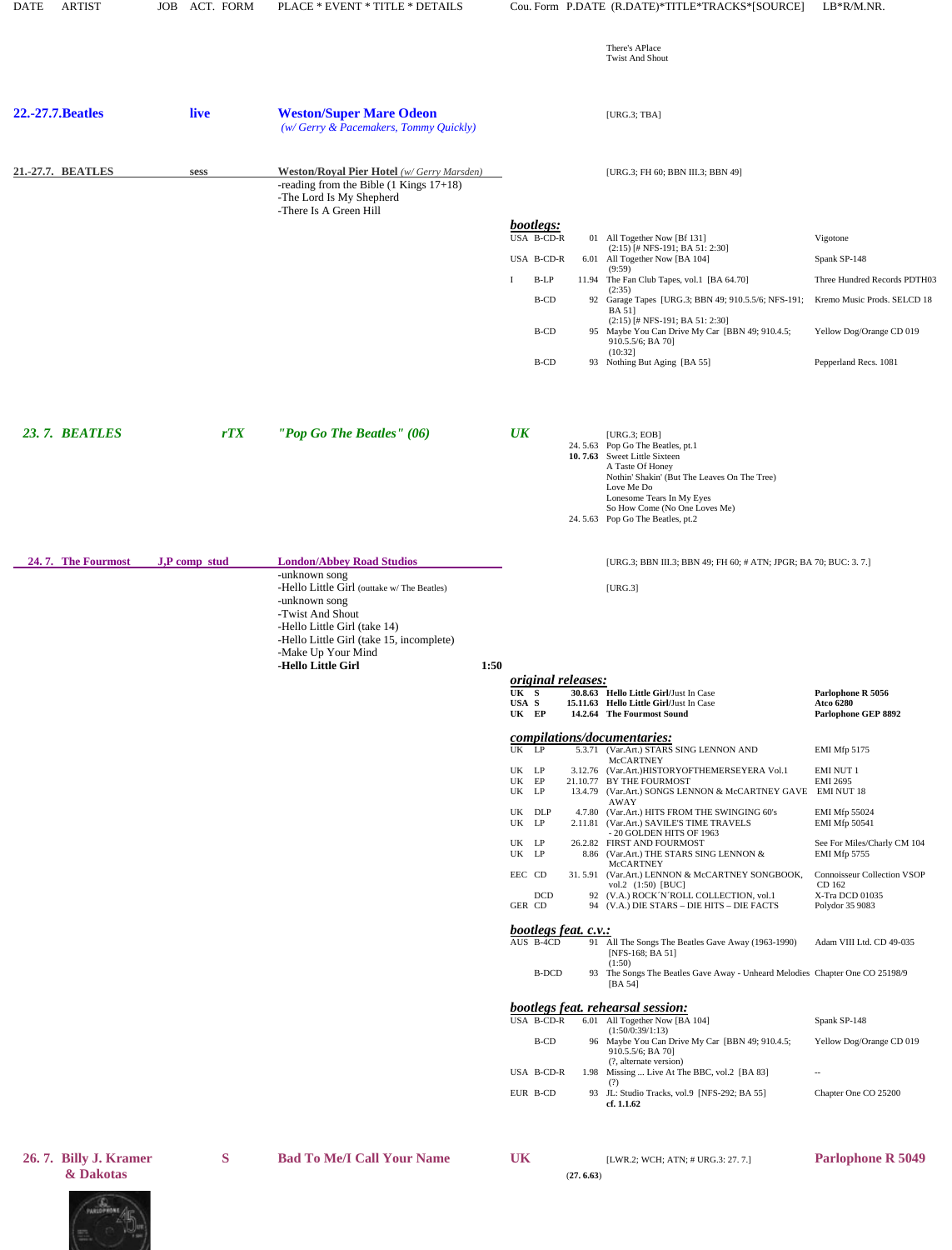| DATE | ARTIST | JOB | ACT. FORM | PLACE * EVENT * TITLE * DETAILS | Cou. Form | P.DATE (R.DATE)*TITLE*TRACKS*[SOURCE] | LB*R/M.NR. |
|---|---|---|---|---|---|---|---|

There's APlace
Twist And Shout

**22.-27.7. Beatles** — live

**Weston/Super Mare Odeon**
*(w/ Gerry & Pacemakers, Tommy Quickly)*

[URG.3; TBA]

**21.-27.7. BEATLES** — sess

**Weston/Royal Pier Hotel** *(w/ Gerry Marsden)*
- reading from the Bible (1 Kings 17+18)
- The Lord Is My Shepherd
- There Is A Green Hill

[URG.3; FH 60; BBN III.3; BBN 49]

***bootlegs:***

| Cou. | Form | P.DATE | TITLE | LB*R/M.NR. |
|---|---|---|---|---|
| USA | B-CD-R | 01 | All Together Now [Bf 131] (2:15) [# NFS-191; BA 51: 2:30] | Vigotone |
| USA | B-CD-R | 6.01 | All Together Now [BA 104] (9:59) | Spank SP-148 |
| I | B-LP | 11.94 | The Fan Club Tapes, vol.1 [BA 64.70] (2:35) | Three Hundred Records PDTH03 |
| | B-CD | 92 | Garage Tapes [URG.3; BBN 49; 910.5.5/6; NFS-191; BA 51] (2:15) [# NFS-191; BA 51: 2:30] | Kremo Music Prods. SELCD 18 |
| | B-CD | 95 | Maybe You Can Drive My Car [BBN 49; 910.4.5; 910.5.5/6; BA 70] (10:32) | Yellow Dog/Orange CD 019 |
| | B-CD | 93 | Nothing But Aging [BA 55] | Pepperland Recs. 1081 |

***23. 7. BEATLES*** — ***rTX***

***"Pop Go The Beatles" (06)*** — ***UK***

[URG.3; EOB]
- 24. 5.63 Pop Go The Beatles, pt.1
- **10. 7.63** Sweet Little Sixteen
  - A Taste Of Honey
  - Nothin' Shakin' (But The Leaves On The Tree)
  - Love Me Do
  - Lonesome Tears In My Eyes
  - So How Come (No One Loves Me)
- 24. 5.63 Pop Go The Beatles, pt.2

**24. 7. The Fourmost** — **J,P comp stud**

**London/Abbey Road Studios**

[URG.3; BBN III.3; BBN 49; FH 60; # ATN; JPGR; BA 70; BUC: 3. 7.]

- unknown song
- Hello Little Girl (outtake w/ The Beatles) [URG.3]
- unknown song
- Twist And Shout
- Hello Little Girl (take 14)
- Hello Little Girl (take 15, incomplete)
- Make Up Your Mind
- **Hello Little Girl** — **1:50**

***original releases:***

| Cou. | Form | P.DATE | TITLE | LB*R/M.NR. |
|---|---|---|---|---|
| **UK** | **S** | **30.8.63** | **Hello Little Girl**/Just In Case | **Parlophone R 5056** |
| **USA** | **S** | **15.11.63** | **Hello Little Girl**/Just In Case | **Atco 6280** |
| **UK** | **EP** | **14.2.64** | **The Fourmost Sound** | **Parlophone GEP 8892** |

***compilations/documentaries:***

| Cou. | Form | P.DATE | TITLE | LB*R/M.NR. |
|---|---|---|---|---|
| UK | LP | 5.3.71 | (Var.Art.) STARS SING LENNON AND McCARTNEY | EMI Mfp 5175 |
| UK | LP | 3.12.76 | (Var.Art.)HISTORYOFTHEMERSEYERA Vol.1 | EMI NUT 1 |
| UK | EP | 21.10.77 | BY THE FOURMOST | EMI 2695 |
| UK | LP | 13.4.79 | (Var.Art.) SONGS LENNON & McCARTNEY GAVE AWAY | EMI NUT 18 |
| UK | DLP | 4.7.80 | (Var.Art.) HITS FROM THE SWINGING 60's | EMI Mfp 50024 |
| UK | LP | 2.11.81 | (Var.Art.) SAVILE'S TIME TRAVELS - 20 GOLDEN HITS OF 1963 | EMI Mfp 50541 |
| UK | LP | 26.2.82 | FIRST AND FOURMOST | See For Miles/Charly CM 104 |
| UK | LP | 8.86 | (Var.Art.) THE STARS SING LENNON & McCARTNEY | EMI Mfp 5755 |
| EEC | CD | 31. 5.91 | (Var.Art.) LENNON & McCARTNEY SONGBOOK, vol.2 (1:50) [BUC] | Connoisseur Collection VSOP CD 162 |
| | DCD | 92 | (V.A.) ROCK´N´ROLL COLLECTION, vol.1 | X-Tra DCD 01035 |
| GER | CD | 94 | (V.A.) DIE STARS – DIE HITS – DIE FACTS | Polydor 35 9083 |

***bootlegs feat. c.v.:***

| Cou. | Form | P.DATE | TITLE | LB*R/M.NR. |
|---|---|---|---|---|
| AUS | B-4CD | 91 | All The Songs The Beatles Gave Away (1963-1990) [NFS-168; BA 51] (1:50) | Adam VIII Ltd. CD 49-035 |
| | B-DCD | 93 | The Songs The Beatles Gave Away - Unheard Melodies [BA 54] | Chapter One CO 25198/9 |

***bootlegs feat. rehearsal session:***

| Cou. | Form | P.DATE | TITLE | LB*R/M.NR. |
|---|---|---|---|---|
| USA | B-CD-R | 6.01 | All Together Now [BA 104] (1:50/0:39/1:13) | Spank SP-148 |
| | B-CD | 96 | Maybe You Can Drive My Car [BBN 49; 910.4.5; 910.5.5/6; BA 70] (?, alternate version) | Yellow Dog/Orange CD 019 |
| USA | B-CD-R | 1.98 | Missing ... Live At The BBC, vol.2 [BA 83] (?) | -- |
| EUR | B-CD | 93 | JL: Studio Tracks, vol.9 [NFS-292; BA 55] **cf. 1.1.62** | Chapter One CO 25200 |

**26. 7. Billy J. Kramer & Dakotas** — **S**

**Bad To Me/I Call Your Name** — **UK**

(**27. 6.63**) [LWR.2; WCH; ATN; # URG.3: 27. 7.]

**Parlophone R 5049**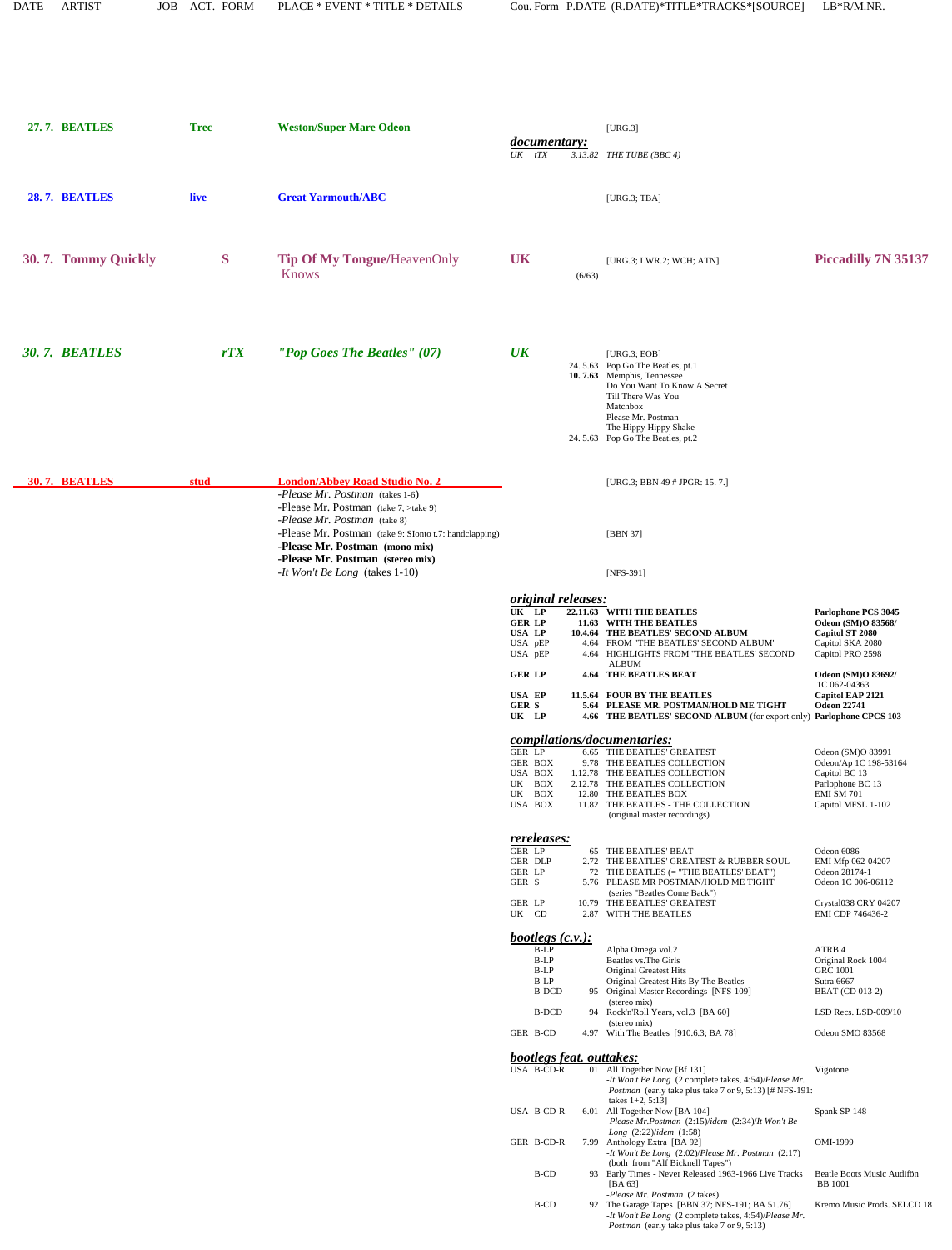| DATE | ARTIST | JOB | ACT. FORM | PLACE * EVENT * TITLE * DETAILS | Cou. Form | P.DATE | (R.DATE)*TITLE*TRACKS*[SOURCE] | LB*R/M.NR. |
|---|---|---|---|---|---|---|---|---|
| **27. 7.** | **BEATLES** | **Trec** | | **Weston/Super Mare Odeon** | | | [URG.3] | |

*documentary:*

| | | | | |
|---|---|---|---|---|
| UK | tTX | 3.13.82 | THE TUBE (BBC 4) | |

| DATE | ARTIST | JOB | ACT. FORM | PLACE * EVENT * TITLE * DETAILS | Cou. Form | P.DATE | (R.DATE)*TITLE*TRACKS*[SOURCE] | LB*R/M.NR. |
|---|---|---|---|---|---|---|---|---|
| **28. 7.** | **BEATLES** | **live** | | **Great Yarmouth/ABC** | | | [URG.3; TBA] | |
| **30. 7.** | **Tommy Quickly** | | **S** | **Tip Of My Tongue**/HeavenOnly Knows | **UK** | (6/63) | [URG.3; LWR.2; WCH; ATN] | **Piccadilly 7N 35137** |
| ***30. 7.*** | ***BEATLES*** | | ***rTX*** | ***"Pop Goes The Beatles" (07)*** | ***UK*** | | [URG.3; EOB] | |
| | | | | | | 24. 5.63 | Pop Go The Beatles, pt.1 | |
| | | | | | | **10. 7.63** | Memphis, Tennessee | |
| | | | | | | | Do You Want To Know A Secret | |
| | | | | | | | Till There Was You | |
| | | | | | | | Matchbox | |
| | | | | | | | Please Mr. Postman | |
| | | | | | | | The Hippy Hippy Shake | |
| | | | | | | 24. 5.63 | Pop Go The Beatles, pt.2 | |
| **30. 7.** | **BEATLES** | **stud** | | **London/Abbey Road Studio No. 2** | | | [URG.3; BBN 49 # JPGR: 15. 7.] | |
| | | | | -*Please Mr. Postman* (takes 1-6) | | | | |
| | | | | -Please Mr. Postman (take 7, >take 9) | | | | |
| | | | | -*Please Mr. Postman* (take 8) | | | | |
| | | | | -Please Mr. Postman (take 9: SIonto t.7: handclapping) | | | [BBN 37] | |
| | | | | -**Please Mr. Postman (mono mix)** | | | | |
| | | | | -**Please Mr. Postman (stereo mix)** | | | | |
| | | | | -*It Won't Be Long* (takes 1-10) | | | [NFS-391] | |

*original releases:*

| Cou. | Form | P.DATE | TITLE | LB*R/M.NR. |
|---|---|---|---|---|
| **UK** | **LP** | **22.11.63** | **WITH THE BEATLES** | **Parlophone PCS 3045** |
| **GER** | **LP** | **11.63** | **WITH THE BEATLES** | **Odeon (SM)O 83568/** |
| **USA** | **LP** | **10.4.64** | **THE BEATLES' SECOND ALBUM** | **Capitol ST 2080** |
| USA | pEP | 4.64 | FROM "THE BEATLES' SECOND ALBUM" | Capitol SKA 2080 |
| USA | pEP | 4.64 | HIGHLIGHTS FROM "THE BEATLES' SECOND ALBUM | Capitol PRO 2598 |
| **GER** | **LP** | **4.64** | **THE BEATLES BEAT** | **Odeon (SM)O 83692/** 1C 062-04363 |
| **USA** | **EP** | **11.5.64** | **FOUR BY THE BEATLES** | **Capitol EAP 2121** |
| **GER** | **S** | **5.64** | **PLEASE MR. POSTMAN/HOLD ME TIGHT** | **Odeon 22741** |
| **UK** | **LP** | **4.66** | **THE BEATLES' SECOND ALBUM** (for export only) | **Parlophone CPCS 103** |

*compilations/documentaries:*

| Cou. | Form | P.DATE | TITLE | LB*R/M.NR. |
|---|---|---|---|---|
| GER | LP | 6.65 | THE BEATLES' GREATEST | Odeon (SM)O 83991 |
| GER | BOX | 9.78 | THE BEATLES COLLECTION | Odeon/Ap 1C 198-53164 |
| USA | BOX | 1.12.78 | THE BEATLES COLLECTION | Capitol BC 13 |
| UK | BOX | 2.12.78 | THE BEATLES COLLECTION | Parlophone BC 13 |
| UK | BOX | 12.80 | THE BEATLES BOX | EMI SM 701 |
| USA | BOX | 11.82 | THE BEATLES - THE COLLECTION (original master recordings) | Capitol MFSL 1-102 |

*rereleases:*

| Cou. | Form | P.DATE | TITLE | LB*R/M.NR. |
|---|---|---|---|---|
| GER | LP | 65 | THE BEATLES' BEAT | Odeon 6086 |
| GER | DLP | 2.72 | THE BEATLES' GREATEST & RUBBER SOUL | EMI Mfp 062-04207 |
| GER | LP | 72 | THE BEATLES (= "THE BEATLES' BEAT") | Odeon 28174-1 |
| GER | S | 5.76 | PLEASE MR POSTMAN/HOLD ME TIGHT (series "Beatles Come Back") | Odeon 1C 006-06112 |
| GER | LP | 10.79 | THE BEATLES' GREATEST | Crystal038 CRY 04207 |
| UK | CD | 2.87 | WITH THE BEATLES | EMI CDP 746436-2 |

*bootlegs (c.v.):*

| Cou. | Form | P.DATE | TITLE | LB*R/M.NR. |
|---|---|---|---|---|
| | B-LP | | Alpha Omega vol.2 | ATRB 4 |
| | B-LP | | Beatles vs.The Girls | Original Rock 1004 |
| | B-LP | | Original Greatest Hits | GRC 1001 |
| | B-LP | | Original Greatest Hits By The Beatles | Sutra 6667 |
| | B-DCD | 95 | Original Master Recordings [NFS-109] (stereo mix) | BEAT (CD 013-2) |
| | B-DCD | 94 | Rock'n'Roll Years, vol.3 [BA 60] (stereo mix) | LSD Recs. LSD-009/10 |
| GER | B-CD | 4.97 | With The Beatles [910.6.3; BA 78] | Odeon SMO 83568 |

*bootlegs feat. outtakes:*

| Cou. | Form | P.DATE | TITLE | LB*R/M.NR. |
|---|---|---|---|---|
| USA | B-CD-R | 01 | All Together Now [Bf 131] -*It Won't Be Long* (2 complete takes, 4:54)/*Please Mr. Postman* (early take plus take 7 or 9, 5:13) [# NFS-191: takes 1+2, 5:13] | Vigotone |
| USA | B-CD-R | 6.01 | All Together Now [BA 104] -*Please Mr.Postman* (2:15)/*idem* (2:34)/*It Won't Be Long* (2:22)/*idem* (1:58) | Spank SP-148 |
| GER | B-CD-R | 7.99 | Anthology Extra [BA 92] -*It Won't Be Long* (2:02)/*Please Mr. Postman* (2:17) (both from "Alf Bicknell Tapes") | OMI-1999 |
| | B-CD | 93 | Early Times - Never Released 1963-1966 Live Tracks [BA 63] -*Please Mr. Postman* (2 takes) | Beatle Boots Music Audifön BB 1001 |
| | B-CD | 92 | The Garage Tapes [BBN 37; NFS-191; BA 51.76] -*It Won't Be Long* (2 complete takes, 4:54)/*Please Mr. Postman* (early take plus take 7 or 9, 5:13) | Kremo Music Prods. SELCD 18 |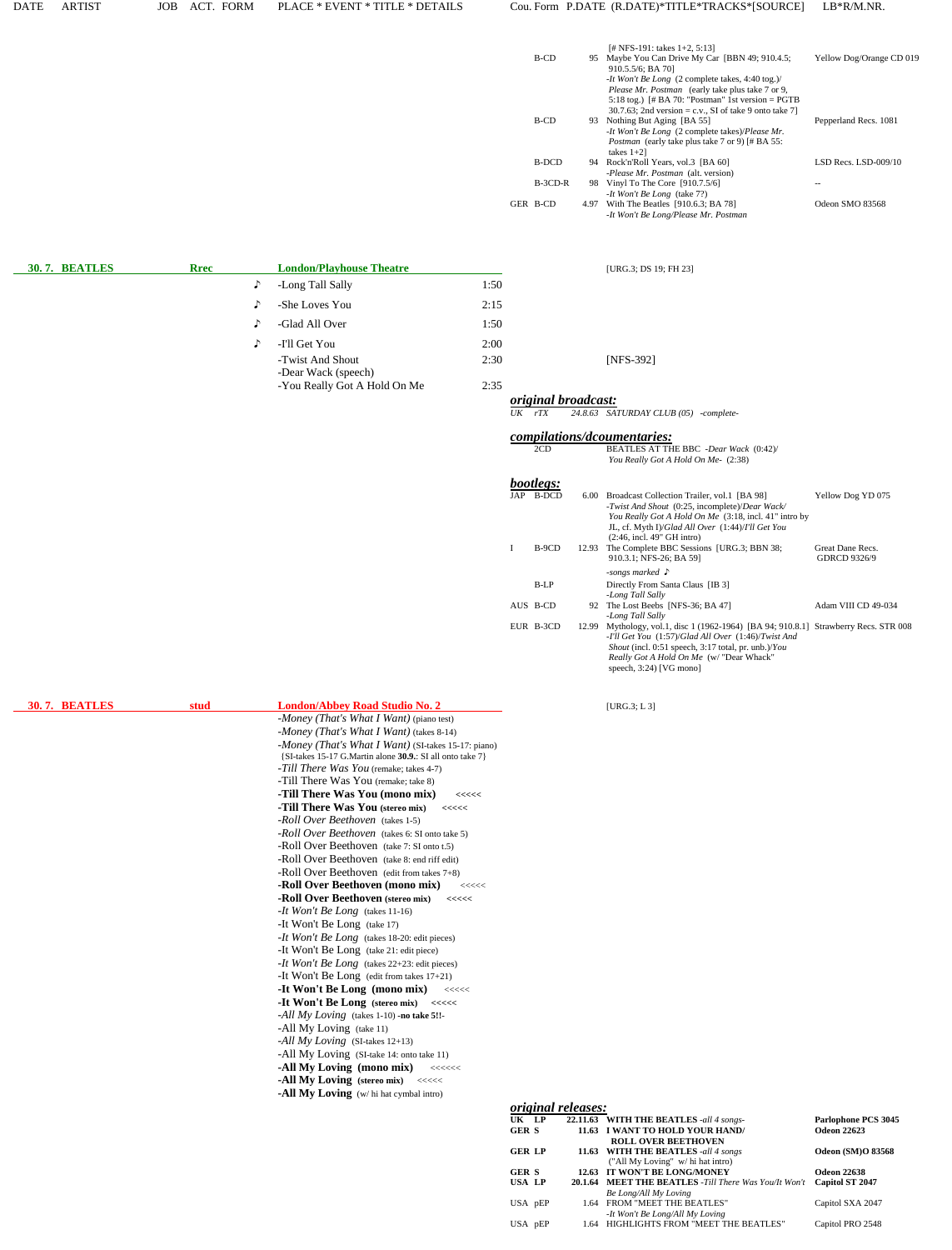| DATE | ARTIST | JOB | ACT. FORM | PLACE * EVENT * TITLE * DETAILS | Cou. Form | P.DATE | (R.DATE)*TITLE*TRACKS*[SOURCE] | LB*R/M.NR. |
|---|---|---|---|---|---|---|---|---|

[# NFS-191: takes 1+2, 5:13]

| Cou. | Form | P.DATE | TITLE | LB*R/M.NR. |
|---|---|---|---|---|
| | B-CD | 95 | Maybe You Can Drive My Car [BBN 49; 910.4.5; 910.5.5/6; BA 70] *-It Won't Be Long* (2 complete takes, 4:40 tog.)/ *Please Mr. Postman* (early take plus take 7 or 9, 5:18 tog.) [# BA 70: "Postman" 1st version = PGTB 30.7.63; 2nd version = c.v., SI of take 9 onto take 7] | Yellow Dog/Orange CD 019 |
| | B-CD | 93 | Nothing But Aging [BA 55] *-It Won't Be Long* (2 complete takes)/*Please Mr. Postman* (early take plus take 7 or 9) [# BA 55: takes 1+2] | Pepperland Recs. 1081 |
| | B-DCD | 94 | Rock'n'Roll Years, vol.3 [BA 60] *-Please Mr. Postman* (alt. version) | LSD Recs. LSD-009/10 |
| | B-3CD-R | 98 | Vinyl To The Core [910.7.5/6] *-It Won't Be Long* (take 7?) | -- |
| GER | B-CD | 4.97 | With The Beatles [910.6.3; BA 78] *-It Won't Be Long/Please Mr. Postman* | Odeon SMO 83568 |

## 30. 7. BEATLES — Rrec — London/Playhouse Theatre

[URG.3; DS 19; FH 23]

| | Title | Time |
|---|---|---|
| ♪ | -Long Tall Sally | 1:50 |
| ♪ | -She Loves You | 2:15 |
| ♪ | -Glad All Over | 1:50 |
| ♪ | -I'll Get You | 2:00 |
| | -Twist And Shout | 2:30 |
| | -Dear Wack (speech) | |
| | -You Really Got A Hold On Me | 2:35 |

[NFS-392]

***original broadcast:***

*UK rTX 24.8.63 SATURDAY CLUB (05) -complete-*

***compilations/dcoumentaries:***

2CD — BEATLES AT THE BBC *-Dear Wack* (0:42)/ *You Really Got A Hold On Me-* (2:38)

***bootlegs:***

| Cou. | Form | P.DATE | TITLE | LB*R/M.NR. |
|---|---|---|---|---|
| JAP | B-DCD | 6.00 | Broadcast Collection Trailer, vol.1 [BA 98] *-Twist And Shout* (0:25, incomplete)/*Dear Wack/ You Really Got A Hold On Me* (3:18, incl. 41" intro by JL, cf. Myth I)/*Glad All Over* (1:44)/*I'll Get You* (2:46, incl. 49" GH intro) | Yellow Dog YD 075 |
| I | B-9CD | 12.93 | The Complete BBC Sessions [URG.3; BBN 38; 910.3.1; NFS-26; BA 59] *-songs marked ♪* | Great Dane Recs. GDRCD 9326/9 |
| | B-LP | | Directly From Santa Claus [IB 3] *-Long Tall Sally* | |
| AUS | B-CD | 92 | The Lost Beebs [NFS-36; BA 47] *-Long Tall Sally* | Adam VIII CD 49-034 |
| EUR | B-3CD | 12.99 | Mythology, vol.1, disc 1 (1962-1964) [BA 94; 910.8.1] *-I'll Get You* (1:57)/*Glad All Over* (1:46)/*Twist And Shout* (incl. 0:51 speech, 3:17 total, pr. unb.)/*You Really Got A Hold On Me* (w/ "Dear Whack" speech, 3:24) [VG mono] | Strawberry Recs. STR 008 |

## 30. 7. BEATLES — stud — London/Abbey Road Studio No. 2

[URG.3; L 3]

- *-Money (That's What I Want)* (piano test)
- *-Money (That's What I Want)* (takes 8-14)
- *-Money (That's What I Want)* (SI-takes 15-17: piano) {SI-takes 15-17 G.Martin alone **30.9.**: SI all onto take 7}
- *-Till There Was You* (remake; takes 4-7)
- -Till There Was You (remake; take 8)
- **-Till There Was You (mono mix)** <<<<<
- **-Till There Was You (stereo mix)** <<<<<
- *-Roll Over Beethoven* (takes 1-5)
- *-Roll Over Beethoven* (takes 6: SI onto take 5)
- -Roll Over Beethoven (take 7: SI onto t.5)
- -Roll Over Beethoven (take 8: end riff edit)
- -Roll Over Beethoven (edit from takes 7+8)
- **-Roll Over Beethoven (mono mix)** <<<<<
- **-Roll Over Beethoven (stereo mix)** <<<<<
- *-It Won't Be Long* (takes 11-16)
- -It Won't Be Long (take 17)
- *-It Won't Be Long* (takes 18-20: edit pieces)
- -It Won't Be Long (take 21: edit piece)
- *-It Won't Be Long* (takes 22+23: edit pieces)
- -It Won't Be Long (edit from takes 17+21)
- **-It Won't Be Long (mono mix)** <<<<<
- **-It Won't Be Long (stereo mix)** <<<<<
- *-All My Loving* (takes 1-10) **-no take 5!!-**
- -All My Loving (take 11)
- *-All My Loving* (SI-takes 12+13)
- -All My Loving (SI-take 14: onto take 11)
- **-All My Loving (mono mix)** <<<<<<
- **-All My Loving (stereo mix)** <<<<<
- **-All My Loving** (w/ hi hat cymbal intro)

***original releases:***

| Cou. | Form | P.DATE | TITLE | LB*R/M.NR. |
|---|---|---|---|---|
| **UK** | **LP** | **22.11.63** | **WITH THE BEATLES** *-all 4 songs-* | **Parlophone PCS 3045** |
| **GER** | **S** | **11.63** | **I WANT TO HOLD YOUR HAND/ ROLL OVER BEETHOVEN** | **Odeon 22623** |
| **GER** | **LP** | **11.63** | **WITH THE BEATLES** *-all 4 songs* ("All My Loving" w/ hi hat intro) | **Odeon (SM)O 83568** |
| **GER** | **S** | **12.63** | **IT WON'T BE LONG/MONEY** | **Odeon 22638** |
| **USA** | **LP** | **20.1.64** | **MEET THE BEATLES** *-Till There Was You/It Won't Be Long/All My Loving* | **Capitol ST 2047** |
| USA | pEP | 1.64 | FROM "MEET THE BEATLES" *-It Won't Be Long/All My Loving* | Capitol SXA 2047 |
| USA | pEP | 1.64 | HIGHLIGHTS FROM "MEET THE BEATLES" | Capitol PRO 2548 |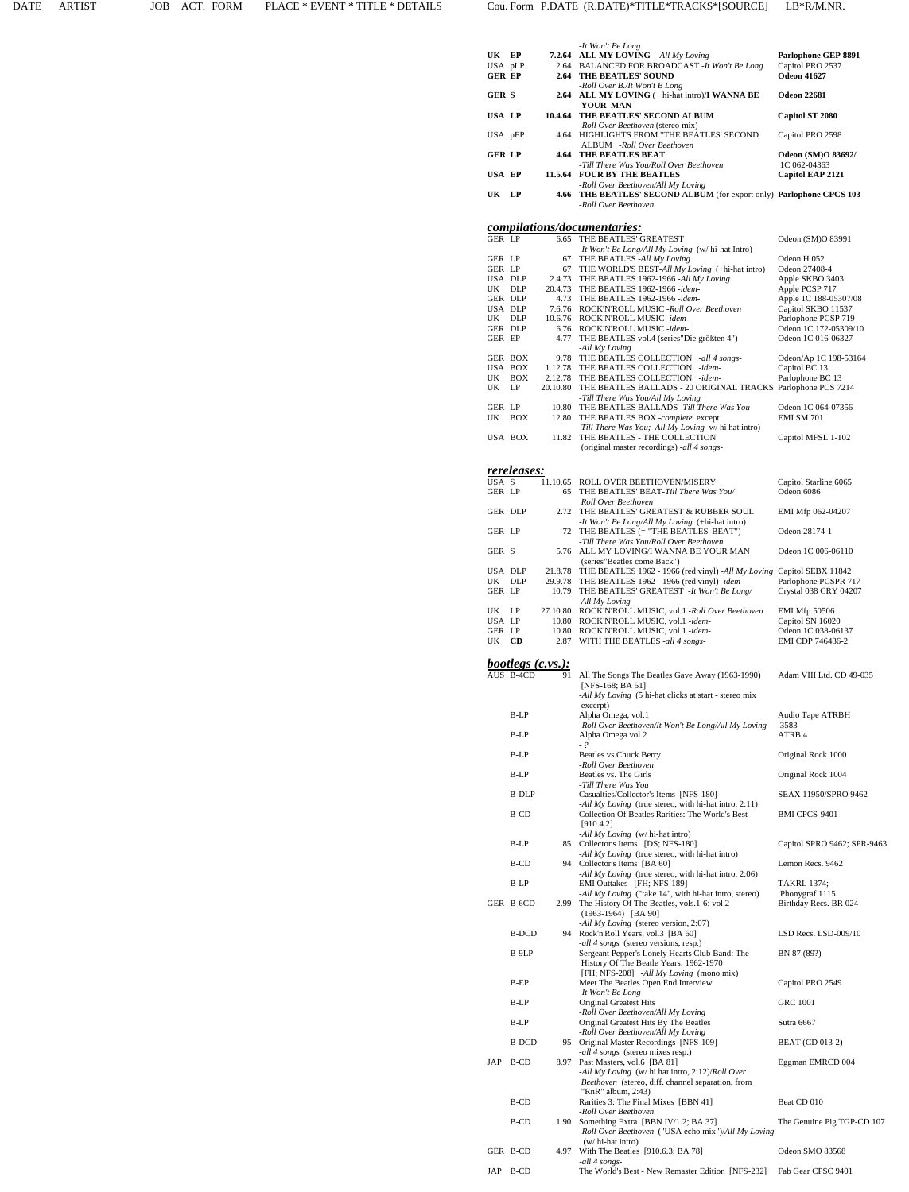| DATE | ARTIST | JOB | ACT. FORM | PLACE * EVENT * TITLE * DETAILS | Cou. Form | P.DATE (R.DATE)*TITLE*TRACKS*[SOURCE] | LB*R/M.NR. |
|---|---|---|---|---|---|---|---|

| Cou. | Form | P.DATE | TITLE*TRACKS*[SOURCE] | LB*R/M.NR. |
|---|---|---|---|---|
| | | | *-It Won't Be Long* | |
| **UK** | **EP** | **7.2.64** | **ALL MY LOVING** *-All My Loving* | **Parlophone GEP 8891** |
| USA | pLP | 2.64 | BALANCED FOR BROADCAST *-It Won't Be Long* | Capitol PRO 2537 |
| **GER** | **EP** | **2.64** | **THE BEATLES' SOUND** *-Roll Over B./It Won't B Long* | **Odeon 41627** |
| **GER** | **S** | **2.64** | **ALL MY LOVING** (+ hi-hat intro)/**I WANNA BE YOUR MAN** | **Odeon 22681** |
| **USA** | **LP** | **10.4.64** | **THE BEATLES' SECOND ALBUM** *-Roll Over Beethoven* (stereo mix) | **Capitol ST 2080** |
| USA | pEP | 4.64 | HIGHLIGHTS FROM "THE BEATLES' SECOND ALBUM *-Roll Over Beethoven* | Capitol PRO 2598 |
| **GER** | **LP** | **4.64** | **THE BEATLES BEAT** *-Till There Was You/Roll Over Beethoven* | **Odeon (SM)O 83692/** 1C 062-04363 |
| **USA** | **EP** | **11.5.64** | **FOUR BY THE BEATLES** *-Roll Over Beethoven/All My Loving* | **Capitol EAP 2121** |
| **UK** | **LP** | **4.66** | **THE BEATLES' SECOND ALBUM** (for export only) *-Roll Over Beethoven* | **Parlophone CPCS 103** |

## *compilations/documentaries:*

| Cou. | Form | P.DATE | TITLE*TRACKS*[SOURCE] | LB*R/M.NR. |
|---|---|---|---|---|
| GER | LP | 6.65 | THE BEATLES' GREATEST *-It Won't Be Long/All My Loving* (w/ hi-hat Intro) | Odeon (SM)O 83991 |
| GER | LP | 67 | THE BEATLES *-All My Loving* | Odeon H 052 |
| GER | LP | 67 | THE WORLD'S BEST*-All My Loving* (+hi-hat intro) | Odeon 27408-4 |
| USA | DLP | 2.4.73 | THE BEATLES 1962-1966 *-All My Loving* | Apple SKBO 3403 |
| UK | DLP | 20.4.73 | THE BEATLES 1962-1966 *-idem-* | Apple PCSP 717 |
| GER | DLP | 4.73 | THE BEATLES 1962-1966 *-idem-* | Apple 1C 188-05307/08 |
| USA | DLP | 7.6.76 | ROCK'N'ROLL MUSIC *-Roll Over Beethoven* | Capitol SKBO 11537 |
| UK | DLP | 10.6.76 | ROCK'N'ROLL MUSIC *-idem-* | Parlophone PCSP 719 |
| GER | DLP | 6.76 | ROCK'N'ROLL MUSIC *-idem-* | Odeon 1C 172-05309/10 |
| GER | EP | 4.77 | THE BEATLES vol.4 (series"Die größten 4") *-All My Loving* | Odeon 1C 016-06327 |
| GER | BOX | 9.78 | THE BEATLES COLLECTION *-all 4 songs-* | Odeon/Ap 1C 198-53164 |
| USA | BOX | 1.12.78 | THE BEATLES COLLECTION *-idem-* | Capitol BC 13 |
| UK | BOX | 2.12.78 | THE BEATLES COLLECTION *-idem-* | Parlophone BC 13 |
| UK | LP | 20.10.80 | THE BEATLES BALLADS - 20 ORIGINAL TRACKS *-Till There Was You/All My Loving* | Parlophone PCS 7214 |
| GER | LP | 10.80 | THE BEATLES BALLADS *-Till There Was You* | Odeon 1C 064-07356 |
| UK | BOX | 12.80 | THE BEATLES BOX *-complete* except *Till There Was You; All My Loving* w/ hi hat intro) | EMI SM 701 |
| USA | BOX | 11.82 | THE BEATLES - THE COLLECTION (original master recordings) *-all 4 songs-* | Capitol MFSL 1-102 |

## *rereleases:*

| Cou. | Form | P.DATE | TITLE*TRACKS*[SOURCE] | LB*R/M.NR. |
|---|---|---|---|---|
| USA | S | 11.10.65 | ROLL OVER BEETHOVEN/MISERY | Capitol Starline 6065 |
| GER | LP | 65 | THE BEATLES' BEAT*-Till There Was You/ Roll Over Beethoven* | Odeon 6086 |
| GER | DLP | 2.72 | THE BEATLES' GREATEST & RUBBER SOUL *-It Won't Be Long/All My Loving* (+hi-hat intro) | EMI Mfp 062-04207 |
| GER | LP | 72 | THE BEATLES (= "THE BEATLES' BEAT") *-Till There Was You/Roll Over Beethoven* | Odeon 28174-1 |
| GER | S | 5.76 | ALL MY LOVING/I WANNA BE YOUR MAN (series"Beatles come Back") | Odeon 1C 006-06110 |
| USA | DLP | 21.8.78 | THE BEATLES 1962 - 1966 (red vinyl) *-All My Loving* | Capitol SEBX 11842 |
| UK | DLP | 29.9.78 | THE BEATLES 1962 - 1966 (red vinyl) *-idem-* | Parlophone PCSPR 717 |
| GER | LP | 10.79 | THE BEATLES' GREATEST *-It Won't Be Long/ All My Loving* | Crystal 038 CRY 04207 |
| UK | LP | 27.10.80 | ROCK'N'ROLL MUSIC, vol.1 *-Roll Over Beethoven* | EMI Mfp 50506 |
| USA | LP | 10.80 | ROCK'N'ROLL MUSIC, vol.1 *-idem-* | Capitol SN 16020 |
| GER | LP | 10.80 | ROCK'N'ROLL MUSIC, vol.1 *-idem-* | Odeon 1C 038-06137 |
| UK | **CD** | 2.87 | WITH THE BEATLES *-all 4 songs-* | EMI CDP 746436-2 |

## *bootlegs (c.vs.):*

| Cou. | Form | P.DATE | TITLE*TRACKS*[SOURCE] | LB*R/M.NR. |
|---|---|---|---|---|
| AUS | B-4CD | 91 | All The Songs The Beatles Gave Away (1963-1990) [NFS-168; BA 51] *-All My Loving* (5 hi-hat clicks at start - stereo mix excerpt) | Adam VIII Ltd. CD 49-035 |
| | B-LP | | Alpha Omega, vol.1 *-Roll Over Beethoven/It Won't Be Long/All My Loving* | Audio Tape ATRBH 3583 |
| | B-LP | | Alpha Omega vol.2 *- ?* | ATRB 4 |
| | B-LP | | Beatles vs.Chuck Berry *-Roll Over Beethoven* | Original Rock 1000 |
| | B-LP | | Beatles vs. The Girls *-Till There Was You* | Original Rock 1004 |
| | B-DLP | | Casualties/Collector's Items [NFS-180] *-All My Loving* (true stereo, with hi-hat intro, 2:11) | SEAX 11950/SPRO 9462 |
| | B-CD | | Collection Of Beatles Rarities: The World's Best [910.4.2] *-All My Loving* (w/ hi-hat intro) | BMI CPCS-9401 |
| | B-LP | 85 | Collector's Items [DS; NFS-180] *-All My Loving* (true stereo, with hi-hat intro) | Capitol SPRO 9462; SPR-9463 |
| | B-CD | 94 | Collector's Items [BA 60] *-All My Loving* (true stereo, with hi-hat intro, 2:06) | Lemon Recs. 9462 |
| | B-LP | | EMI Outtakes [FH; NFS-189] *-All My Loving* ("take 14", with hi-hat intro, stereo) | TAKRL 1374; Phonygraf 1115 |
| GER | B-6CD | 2.99 | The History Of The Beatles, vols.1-6: vol.2 (1963-1964) [BA 90] *-All My Loving* (stereo version, 2:07) | Birthday Recs. BR 024 |
| | B-DCD | 94 | Rock'n'Roll Years, vol.3 [BA 60] *-all 4 songs* (stereo versions, resp.) | LSD Recs. LSD-009/10 |
| | B-9LP | | Sergeant Pepper's Lonely Hearts Club Band: The History Of The Beatle Years: 1962-1970 [FH; NFS-208] *-All My Loving* (mono mix) | BN 87 (89?) |
| | B-EP | | Meet The Beatles Open End Interview *-It Won't Be Long* | Capitol PRO 2549 |
| | B-LP | | Original Greatest Hits *-Roll Over Beethoven/All My Loving* | GRC 1001 |
| | B-LP | | Original Greatest Hits By The Beatles *-Roll Over Beethoven/All My Loving* | Sutra 6667 |
| | B-DCD | 95 | Original Master Recordings [NFS-109] *-all 4 songs* (stereo mixes resp.) | BEAT (CD 013-2) |
| JAP | B-CD | 8.97 | Past Masters, vol.6 [BA 81] *-All My Loving* (w/ hi hat intro, 2:12)/*Roll Over Beethoven* (stereo, diff. channel separation, from "RnR" album, 2:43) | Eggman EMRCD 004 |
| | B-CD | | Rarities 3: The Final Mixes [BBN 41] *-Roll Over Beethoven* | Beat CD 010 |
| | B-CD | 1.90 | Something Extra [BBN IV/1.2; BA 37] *-Roll Over Beethoven* ("USA echo mix")*/All My Loving* (w/ hi-hat intro) | The Genuine Pig TGP-CD 107 |
| GER | B-CD | 4.97 | With The Beatles [910.6.3; BA 78] *-all 4 songs-* | Odeon SMO 83568 |
| JAP | B-CD | | The World's Best - New Remaster Edition [NFS-232] | Fab Gear CPSC 9401 |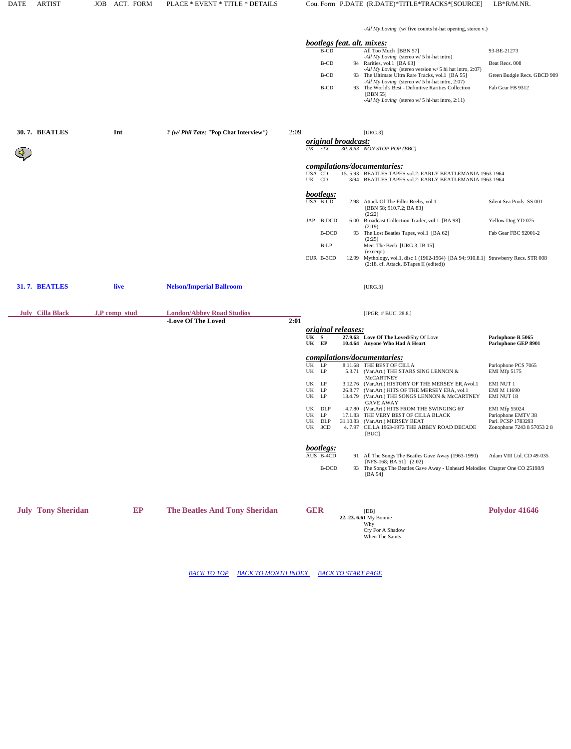| DATE | ARTIST | JOB | ACT. FORM | PLACE * EVENT * TITLE * DETAILS | | Cou. Form | P.DATE | (R.DATE)*TITLE*TRACKS*[SOURCE] | LB*R/M.NR. |
|---|---|---|---|---|---|---|---|---|---|

-*All My Loving* (w/ five counts hi-hat opening, stereo v.)

***bootlegs feat. alt. mixes:***

| | | | | |
|---|---|---|---|---|
| B-CD | | All Too Much [BBN 57]<br>-*All My Loving* (stereo w/ 5 hi-hat intro) | 93-BE-21273 |
| B-CD | 94 | Rarities, vol.1 [BA 63]<br>-*All My Loving* (stereo version w/ 5 hi hat intro, 2:07) | Beat Recs. 008 |
| B-CD | 93 | The Ultimate Ultra Rare Tracks, vol.1 [BA 55]<br>-*All My Loving* (stereo w/ 5 hi-hat intro, 2:07) | Green Budgie Recs. GBCD 909 |
| B-CD | 93 | The World's Best - Definitive Rarities Collection [BBN 55]<br>-*All My Loving* (stereo w/ 5 hi-hat intro, 2:11) | Fab Gear FB 9312 |

**30. 7. BEATLES** | **Int** | **?** ***(w/ Phil Tate; "Pop Chat Interview")*** | 2:09 | [URG.3]

***original broadcast:***

*UK rTX 30. 8.63 NON STOP POP (BBC)*

***compilations/documentaries:***

| | | | | |
|---|---|---|---|---|
| USA | CD | 15. 5.93 | BEATLES TAPES vol.2: EARLY BEATLEMANIA 1963-1964 | |
| UK | CD | 3/94 | BEATLES TAPES vol.2: EARLY BEATLEMANIA 1963-1964 | |

***bootlegs:***

| | | | | |
|---|---|---|---|---|
| USA | B-CD | 2.98 | Attack Of The Filler Beebs, vol.1 [BBN 58; 910.7.2; BA 83] (2:22) | Silent Sea Prods. SS 001 |
| JAP | B-DCD | 6.00 | Broadcast Collection Trailer, vol.1 [BA 98] (2:19) | Yellow Dog YD 075 |
| | B-DCD | 93 | The Lost Beatles Tapes, vol.1 [BA 62] (2:25) | Fab Gear FBC 92001-2 |
| | B-LP | | Meet The Beeb [URG.3; IB 15] (excerpt) | |
| EUR | B-3CD | 12.99 | Mythology, vol.1, disc 1 (1962-1964) [BA 94; 910.8.1] (2:18, cf. Attack, BTapes II (edited)) | Strawberry Recs. STR 008 |

**31. 7. BEATLES** | **live** | **Nelson/Imperial Ballroom** | [URG.3]

**July Cilla Black** | **J,P comp stud** | **London/Abbey Road Studios** | [JPGR; # BUC. 28.8.]

**-Love Of The Loved** **2:01**

***original releases:***

| | | | | |
|---|---|---|---|---|
| **UK** | **S** | **27.9.63** | **Love Of The Loved**/Shy Of Love | **Parlophone R 5065** |
| **UK** | **EP** | **10.4.64** | **Anyone Who Had A Heart** | **Parlophone GEP 8901** |

***compilations/documentaries:***

| | | | | |
|---|---|---|---|---|
| UK | LP | 8.11.68 | THE BEST OF CILLA | Parlophone PCS 7065 |
| UK | LP | 5.3.71 | (Var.Art.) THE STARS SING LENNON & McCARTNEY | EMI Mfp 5175 |
| UK | LP | 3.12.76 | (Var.Art.) HISTORY OF THE MERSEY ER,Avol.1 | EMI NUT 1 |
| UK | LP | 26.8.77 | (Var.Art.) HITS OF THE MERSEY ERA, vol.1 | EMI M 11690 |
| UK | LP | 13.4.79 | (Var.Art.) THE SONGS LENNON & McCARTNEY GAVE AWAY | EMI NUT 18 |
| UK | DLP | 4.7.80 | (Var.Art.) HITS FROM THE SWINGING 60' | EMI Mfp 55024 |
| UK | LP | 17.1.83 | THE VERY BEST OF CILLA BLACK | Parlophone EMTV 38 |
| UK | DLP | 31.10.83 | (Var.Art.) MERSEY BEAT | Parl. PCSP 1783293 |
| UK | 3CD | 4. 7.97 | CILLA 1963-1973 THE ABBEY ROAD DECADE [BUC] | Zonophone 7243 8 57053 2 8 |

***bootlegs:***

| | | | | |
|---|---|---|---|---|
| AUS | B-4CD | 91 | All The Songs The Beatles Gave Away (1963-1990) [NFS-168; BA 51] (2:02) | Adam VIII Ltd. CD 49-035 |
| | B-DCD | 93 | The Songs The Beatles Gave Away - Unheard Melodies [BA 54] | Chapter One CO 25198/9 |

**July Tony Sheridan** | **EP** | **The Beatles And Tony Sheridan** | **GER** | [DB] | **Polydor 41646**

**22.-23. 6.61** My Bonnie
Why
Cry For A Shadow
When The Saints

*BACK TO TOP* *BACK TO MONTH INDEX* *BACK TO START PAGE*